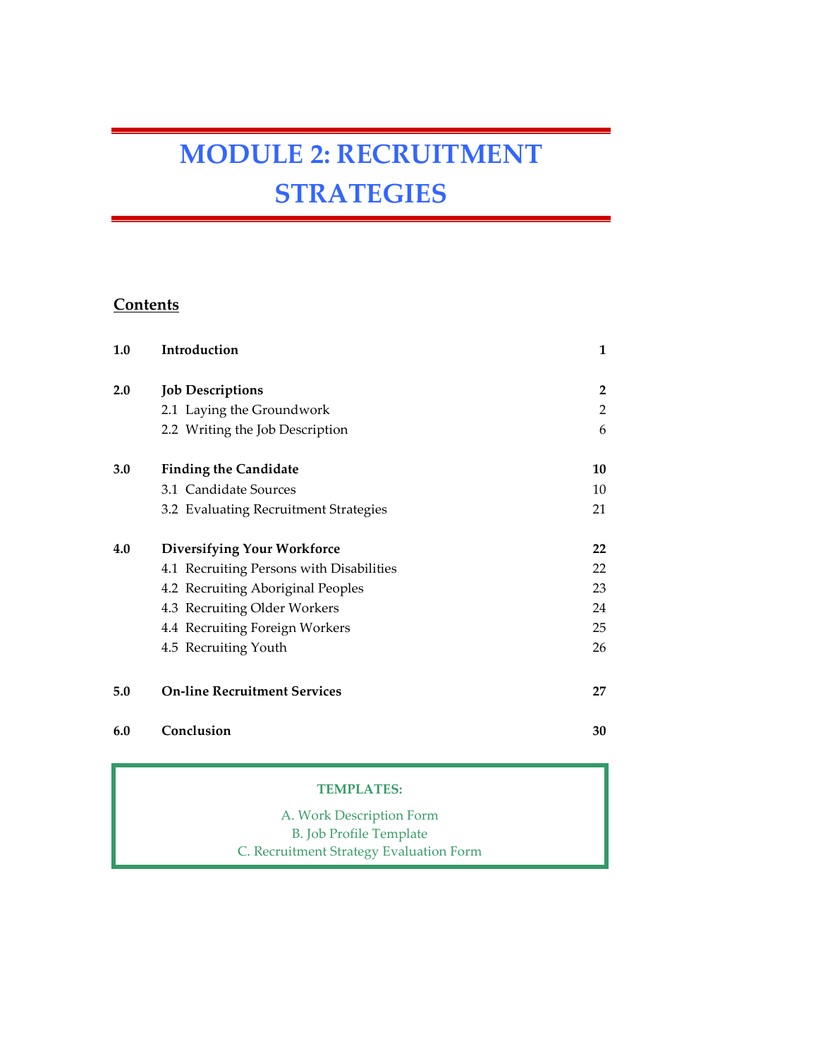# MODULE 2: RECRUITMENT STRATEGIES

## Contents

| | | |
|---|---|---|
| **1.0** | **Introduction** | **1** |
| **2.0** | **Job Descriptions** | **2** |
| | 2.1 Laying the Groundwork | 2 |
| | 2.2 Writing the Job Description | 6 |
| **3.0** | **Finding the Candidate** | **10** |
| | 3.1 Candidate Sources | 10 |
| | 3.2 Evaluating Recruitment Strategies | 21 |
| **4.0** | **Diversifying Your Workforce** | **22** |
| | 4.1 Recruiting Persons with Disabilities | 22 |
| | 4.2 Recruiting Aboriginal Peoples | 23 |
| | 4.3 Recruiting Older Workers | 24 |
| | 4.4 Recruiting Foreign Workers | 25 |
| | 4.5 Recruiting Youth | 26 |
| **5.0** | **On-line Recruitment Services** | **27** |
| **6.0** | **Conclusion** | **30** |

**TEMPLATES:**

A. Work Description Form
B. Job Profile Template
C. Recruitment Strategy Evaluation Form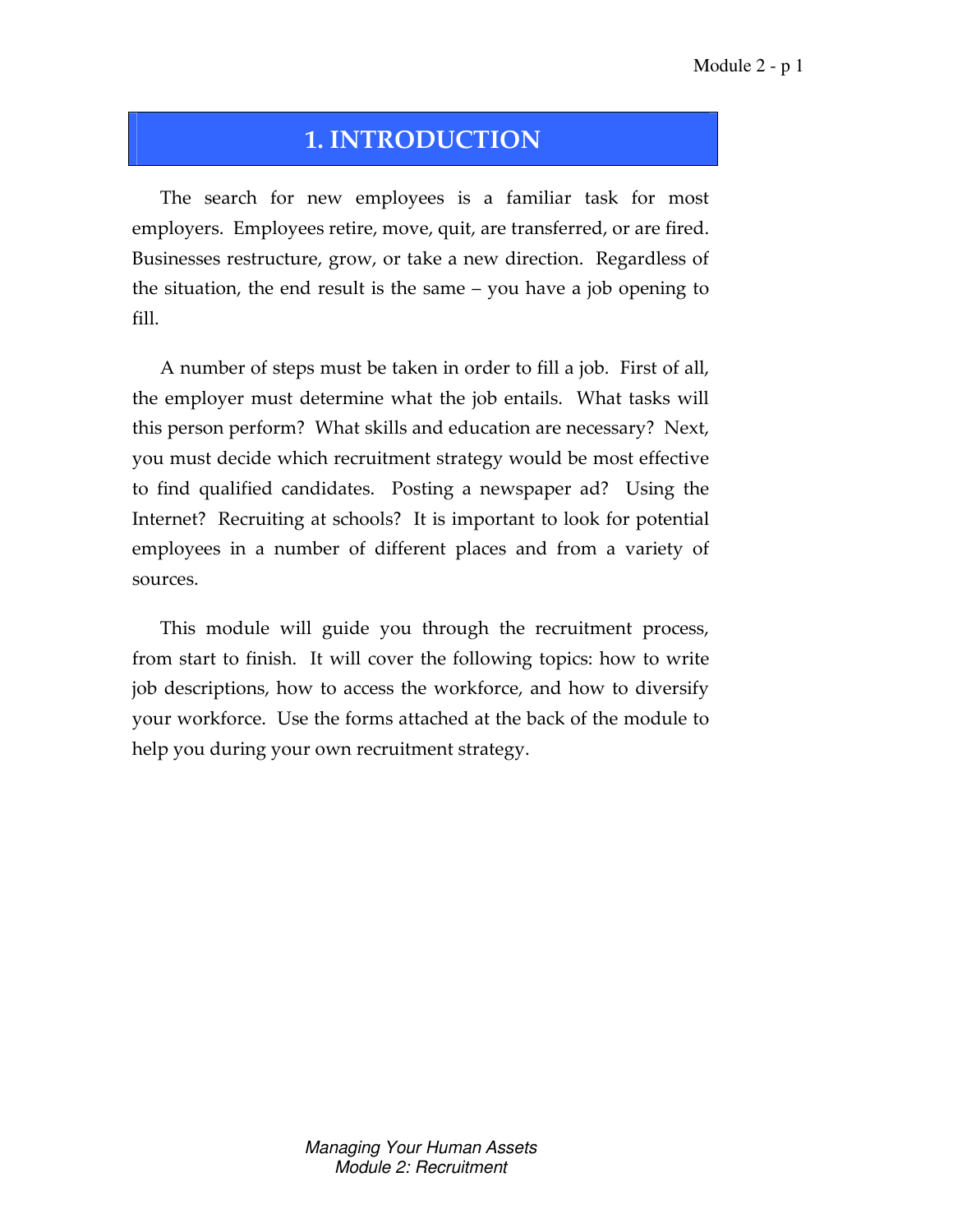# 1. INTRODUCTION

The search for new employees is a familiar task for most employers. Employees retire, move, quit, are transferred, or are fired. Businesses restructure, grow, or take a new direction. Regardless of the situation, the end result is the same – you have a job opening to fill.

A number of steps must be taken in order to fill a job. First of all, the employer must determine what the job entails. What tasks will this person perform? What skills and education are necessary? Next, you must decide which recruitment strategy would be most effective to find qualified candidates. Posting a newspaper ad? Using the Internet? Recruiting at schools? It is important to look for potential employees in a number of different places and from a variety of sources.

This module will guide you through the recruitment process, from start to finish. It will cover the following topics: how to write job descriptions, how to access the workforce, and how to diversify your workforce. Use the forms attached at the back of the module to help you during your own recruitment strategy.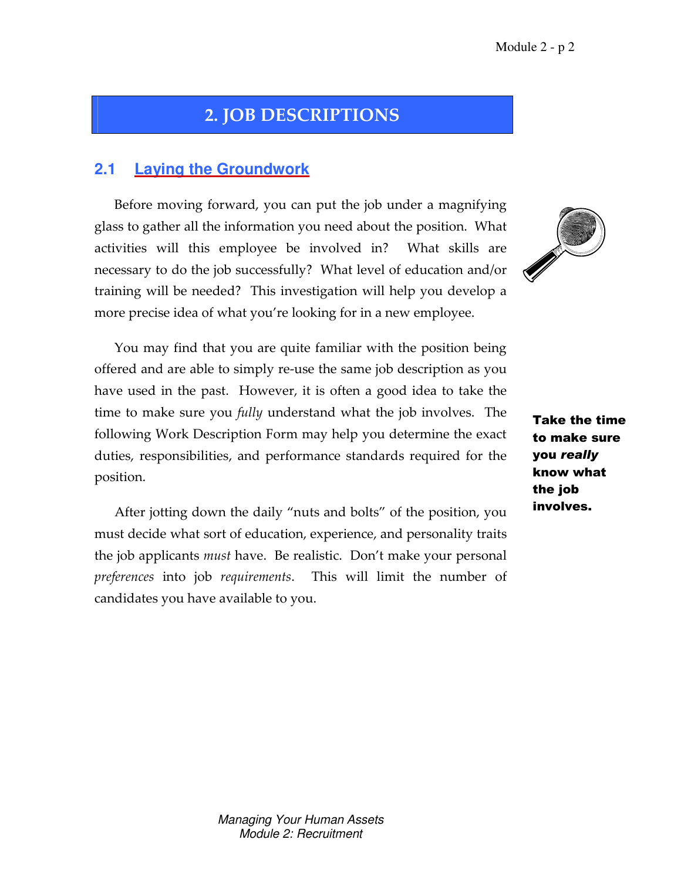# 2. JOB DESCRIPTIONS

## 2.1 Laying the Groundwork

Before moving forward, you can put the job under a magnifying glass to gather all the information you need about the position. What activities will this employee be involved in? What skills are necessary to do the job successfully? What level of education and/or training will be needed? This investigation will help you develop a more precise idea of what you're looking for in a new employee.

You may find that you are quite familiar with the position being offered and are able to simply re-use the same job description as you have used in the past. However, it is often a good idea to take the time to make sure you *fully* understand what the job involves. The following Work Description Form may help you determine the exact duties, responsibilities, and performance standards required for the position.

**Take the time to make sure you *really* know what the job involves.**

After jotting down the daily "nuts and bolts" of the position, you must decide what sort of education, experience, and personality traits the job applicants *must* have. Be realistic. Don't make your personal *preferences* into job *requirements*. This will limit the number of candidates you have available to you.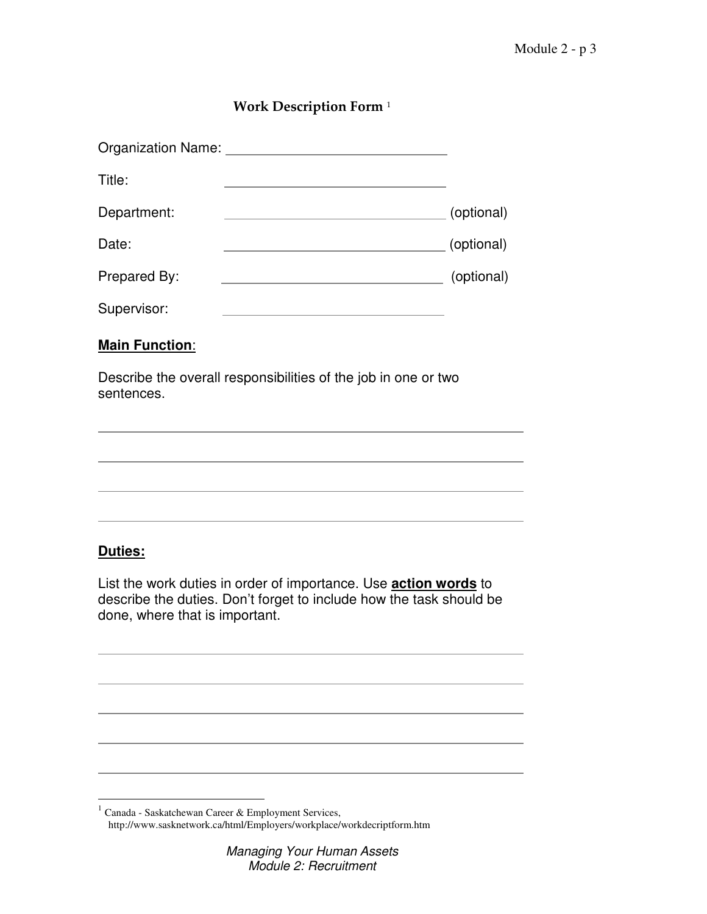## Work Description Form [1]

Organization Name: ______________________________

Title: ______________________________

Department: ______________________________ (optional)

Date: ______________________________ (optional)

Prepared By: ______________________________ (optional)

Supervisor: ______________________________

**Main Function**:

Describe the overall responsibilities of the job in one or two sentences.

______________________________________________________________

______________________________________________________________

______________________________________________________________

______________________________________________________________

**Duties:**

List the work duties in order of importance. Use **action words** to describe the duties. Don't forget to include how the task should be done, where that is important.

______________________________________________________________

______________________________________________________________

______________________________________________________________

______________________________________________________________

______________________________________________________________

---

[1] Canada - Saskatchewan Career & Employment Services, http://www.sasknetwork.ca/html/Employers/workplace/workdecriptform.htm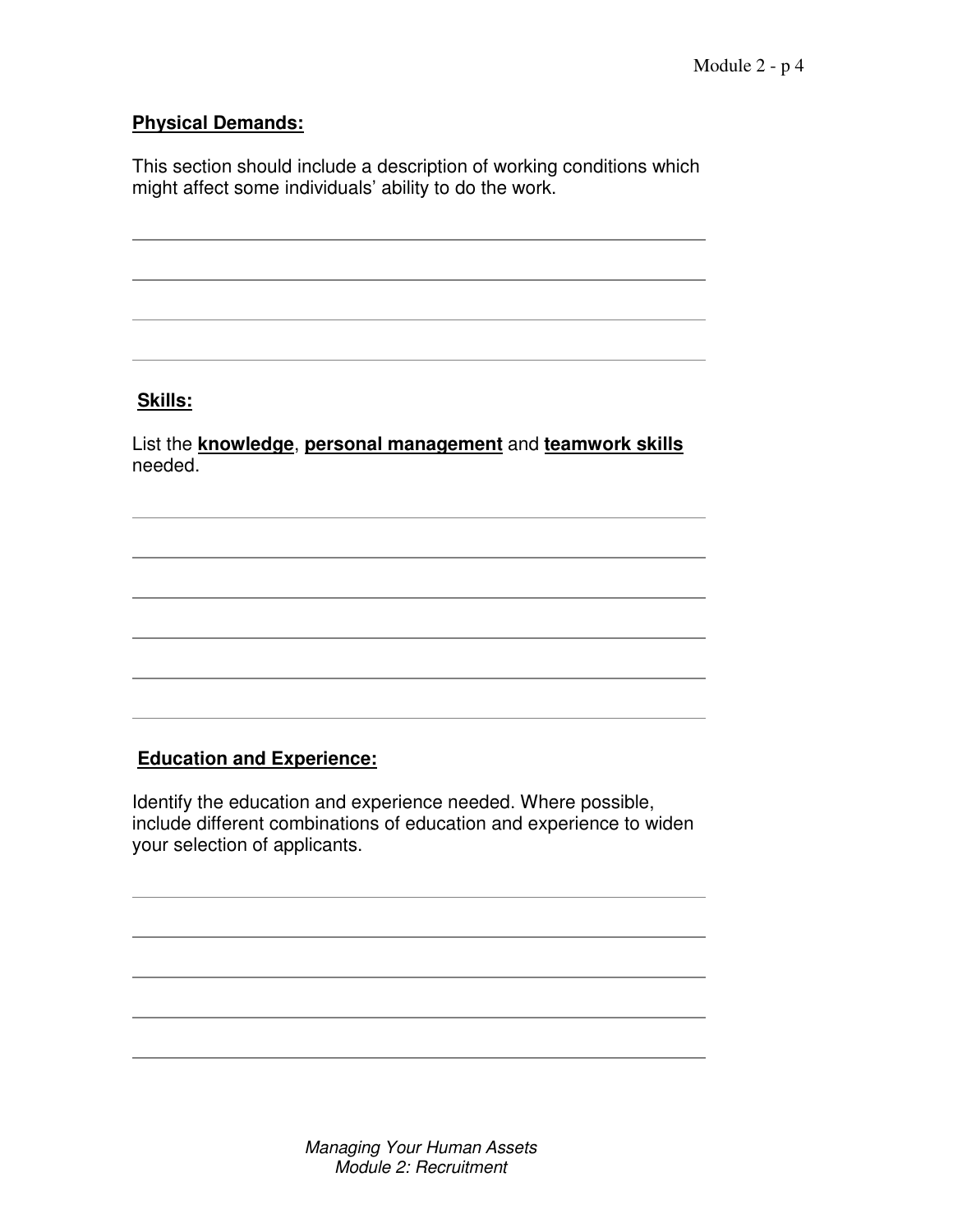**Physical Demands:**

This section should include a description of working conditions which might affect some individuals' ability to do the work.

**Skills:**

List the **knowledge**, **personal management** and **teamwork skills** needed.

**Education and Experience:**

Identify the education and experience needed. Where possible, include different combinations of education and experience to widen your selection of applicants.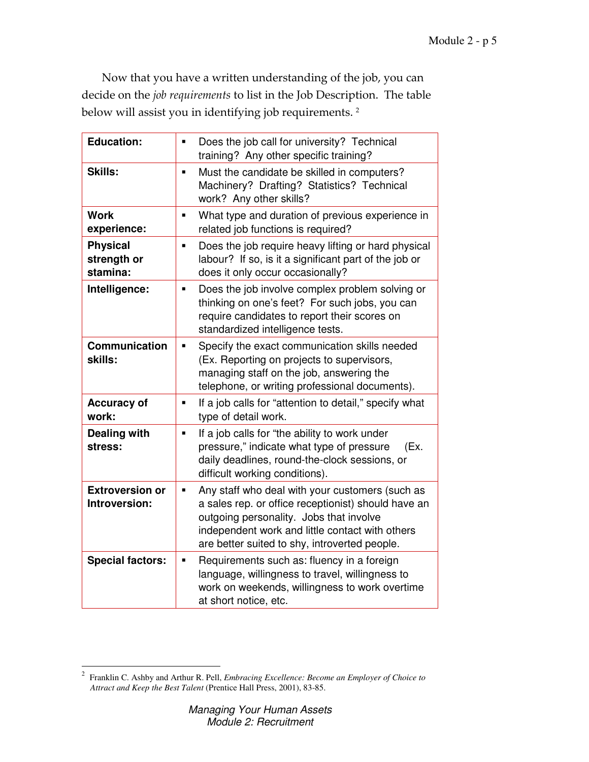Now that you have a written understanding of the job, you can decide on the *job requirements* to list in the Job Description. The table below will assist you in identifying job requirements. [2]

| | |
|---|---|
| **Education:** | ▪ Does the job call for university? Technical training? Any other specific training? |
| **Skills:** | ▪ Must the candidate be skilled in computers? Machinery? Drafting? Statistics? Technical work? Any other skills? |
| **Work experience:** | ▪ What type and duration of previous experience in related job functions is required? |
| **Physical strength or stamina:** | ▪ Does the job require heavy lifting or hard physical labour? If so, is it a significant part of the job or does it only occur occasionally? |
| **Intelligence:** | ▪ Does the job involve complex problem solving or thinking on one's feet? For such jobs, you can require candidates to report their scores on standardized intelligence tests. |
| **Communication skills:** | ▪ Specify the exact communication skills needed (Ex. Reporting on projects to supervisors, managing staff on the job, answering the telephone, or writing professional documents). |
| **Accuracy of work:** | ▪ If a job calls for "attention to detail," specify what type of detail work. |
| **Dealing with stress:** | ▪ If a job calls for "the ability to work under pressure," indicate what type of pressure (Ex. daily deadlines, round-the-clock sessions, or difficult working conditions). |
| **Extroversion or Introversion:** | ▪ Any staff who deal with your customers (such as a sales rep. or office receptionist) should have an outgoing personality. Jobs that involve independent work and little contact with others are better suited to shy, introverted people. |
| **Special factors:** | ▪ Requirements such as: fluency in a foreign language, willingness to travel, willingness to work on weekends, willingness to work overtime at short notice, etc. |

[2] Franklin C. Ashby and Arthur R. Pell, *Embracing Excellence: Become an Employer of Choice to Attract and Keep the Best Talent* (Prentice Hall Press, 2001), 83-85.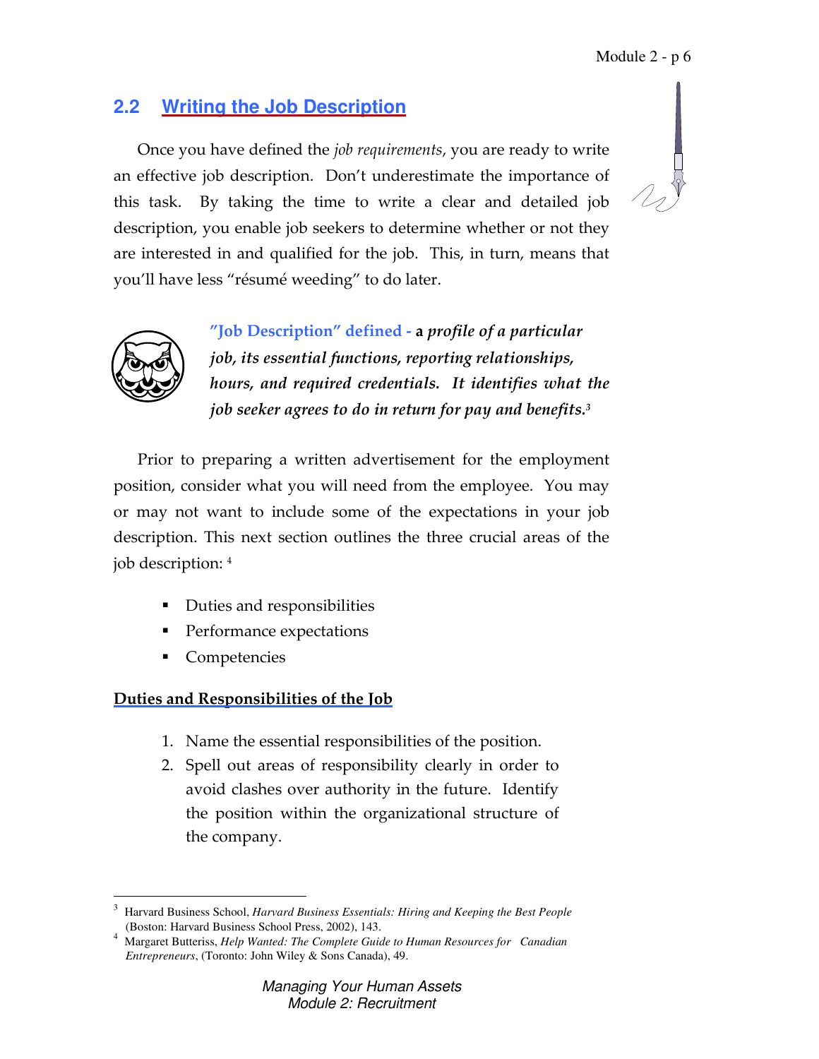## 2.2 Writing the Job Description

Once you have defined the *job requirements*, you are ready to write an effective job description. Don't underestimate the importance of this task. By taking the time to write a clear and detailed job description, you enable job seekers to determine whether or not they are interested in and qualified for the job. This, in turn, means that you'll have less "résumé weeding" to do later.

**"Job Description" defined - a *profile of a particular job, its essential functions, reporting relationships, hours, and required credentials. It identifies what the job seeker agrees to do in return for pay and benefits.*[3]**

Prior to preparing a written advertisement for the employment position, consider what you will need from the employee. You may or may not want to include some of the expectations in your job description. This next section outlines the three crucial areas of the job description: [4]

- Duties and responsibilities
- Performance expectations
- Competencies

**Duties and Responsibilities of the Job**

1. Name the essential responsibilities of the position.
2. Spell out areas of responsibility clearly in order to avoid clashes over authority in the future. Identify the position within the organizational structure of the company.

---

[3] Harvard Business School, *Harvard Business Essentials: Hiring and Keeping the Best People* (Boston: Harvard Business School Press, 2002), 143.

[4] Margaret Butteriss, *Help Wanted: The Complete Guide to Human Resources for Canadian Entrepreneurs*, (Toronto: John Wiley & Sons Canada), 49.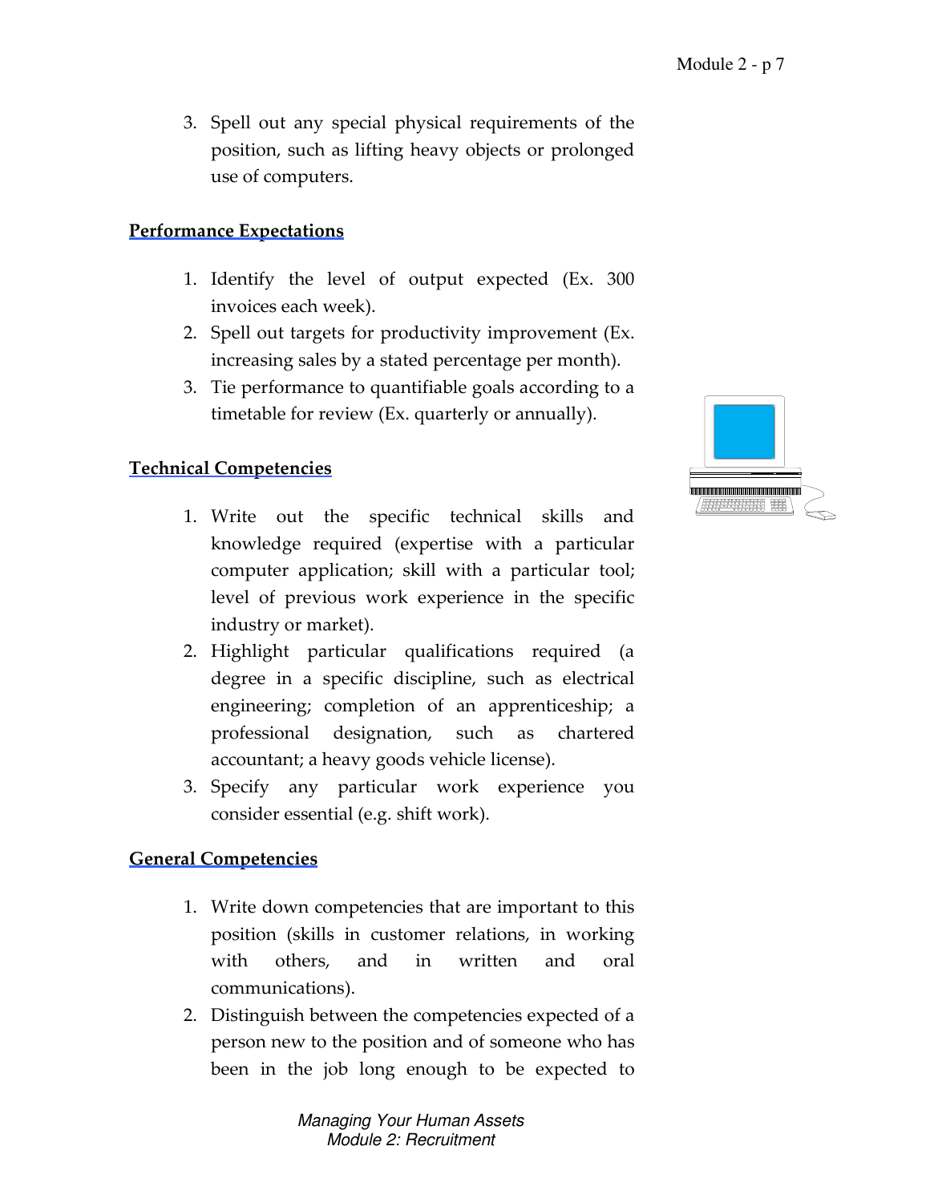3. Spell out any special physical requirements of the position, such as lifting heavy objects or prolonged use of computers.

**Performance Expectations**

1. Identify the level of output expected (Ex. 300 invoices each week).
2. Spell out targets for productivity improvement (Ex. increasing sales by a stated percentage per month).
3. Tie performance to quantifiable goals according to a timetable for review (Ex. quarterly or annually).

**Technical Competencies**

1. Write out the specific technical skills and knowledge required (expertise with a particular computer application; skill with a particular tool; level of previous work experience in the specific industry or market).
2. Highlight particular qualifications required (a degree in a specific discipline, such as electrical engineering; completion of an apprenticeship; a professional designation, such as chartered accountant; a heavy goods vehicle license).
3. Specify any particular work experience you consider essential (e.g. shift work).

**General Competencies**

1. Write down competencies that are important to this position (skills in customer relations, in working with others, and in written and oral communications).
2. Distinguish between the competencies expected of a person new to the position and of someone who has been in the job long enough to be expected to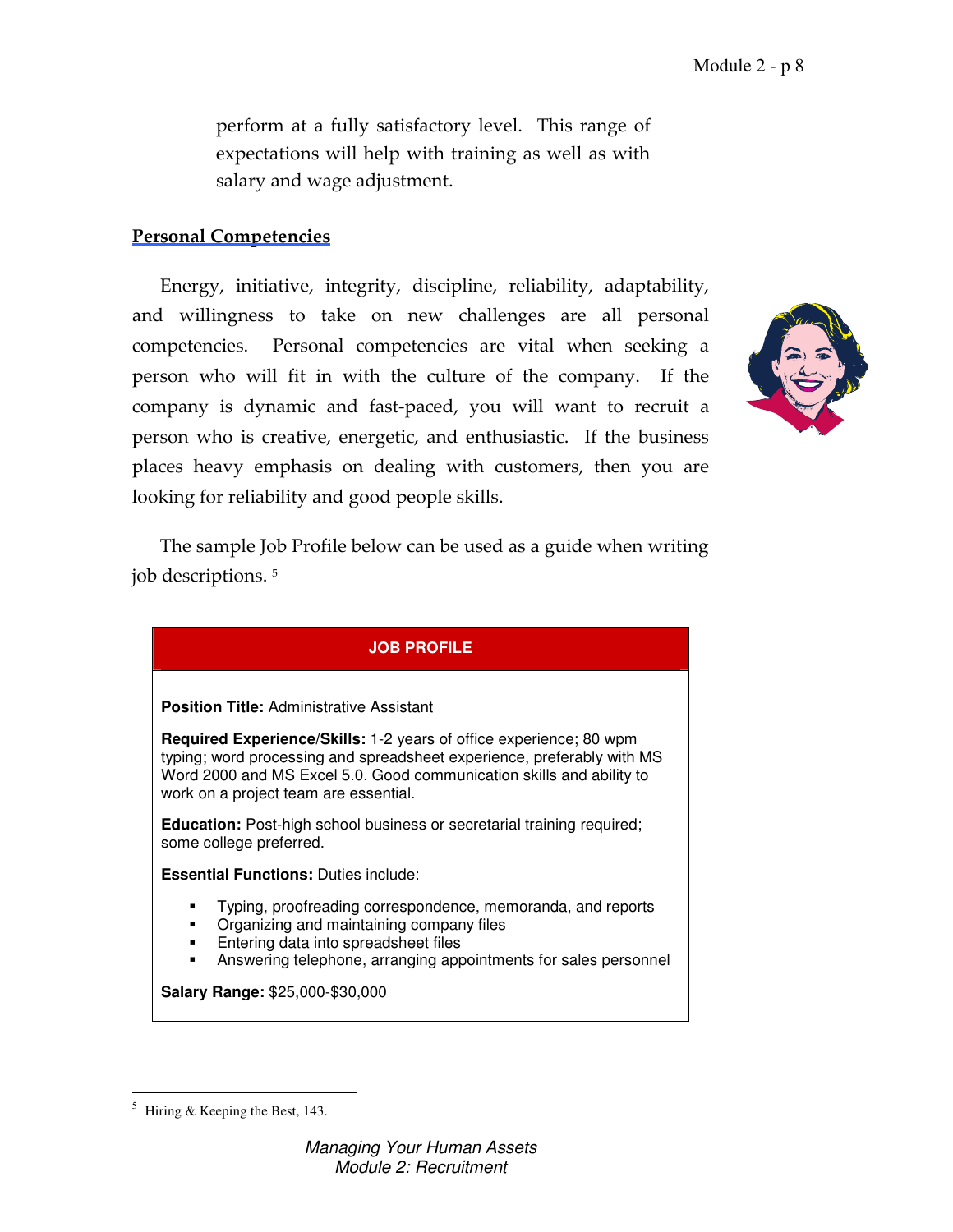perform at a fully satisfactory level. This range of expectations will help with training as well as with salary and wage adjustment.

## Personal Competencies

Energy, initiative, integrity, discipline, reliability, adaptability, and willingness to take on new challenges are all personal competencies. Personal competencies are vital when seeking a person who will fit in with the culture of the company. If the company is dynamic and fast-paced, you will want to recruit a person who is creative, energetic, and enthusiastic. If the business places heavy emphasis on dealing with customers, then you are looking for reliability and good people skills.

The sample Job Profile below can be used as a guide when writing job descriptions. [5]

**JOB PROFILE**

**Position Title:** Administrative Assistant

**Required Experience/Skills:** 1-2 years of office experience; 80 wpm typing; word processing and spreadsheet experience, preferably with MS Word 2000 and MS Excel 5.0. Good communication skills and ability to work on a project team are essential.

**Education:** Post-high school business or secretarial training required; some college preferred.

**Essential Functions:** Duties include:

- Typing, proofreading correspondence, memoranda, and reports
- Organizing and maintaining company files
- Entering data into spreadsheet files
- Answering telephone, arranging appointments for sales personnel

**Salary Range:** $25,000-$30,000

---

[5] Hiring & Keeping the Best, 143.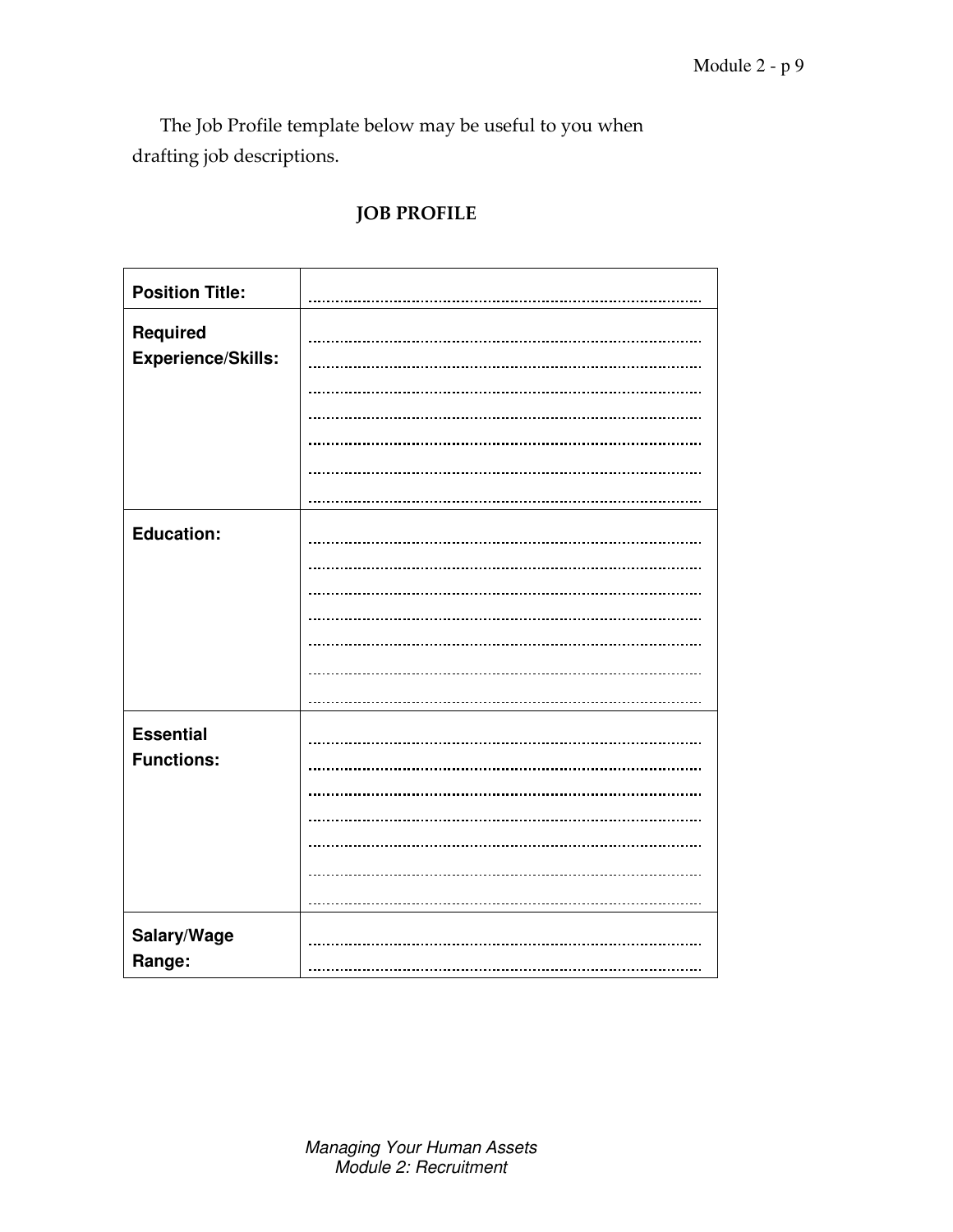The Job Profile template below may be useful to you when drafting job descriptions.

## JOB PROFILE

| | |
|---|---|
| **Position Title:** | .................................................................................... |
| **Required Experience/Skills:** | ....................................................................................<br>....................................................................................<br>....................................................................................<br>....................................................................................<br>....................................................................................<br>....................................................................................<br>.................................................................................... |
| **Education:** | ....................................................................................<br>....................................................................................<br>....................................................................................<br>....................................................................................<br>....................................................................................<br>....................................................................................<br>.................................................................................... |
| **Essential Functions:** | ....................................................................................<br>....................................................................................<br>....................................................................................<br>....................................................................................<br>....................................................................................<br>....................................................................................<br>.................................................................................... |
| **Salary/Wage Range:** | ....................................................................................<br>.................................................................................... |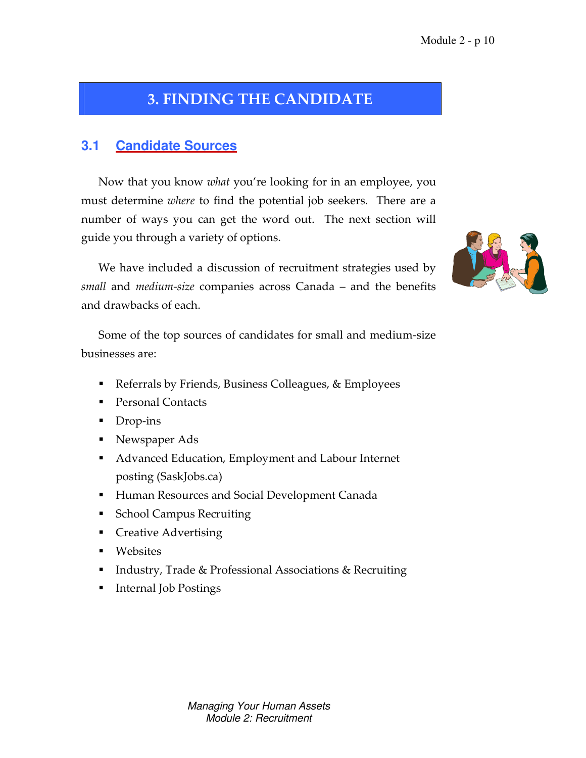# 3. FINDING THE CANDIDATE

## 3.1 Candidate Sources

Now that you know *what* you're looking for in an employee, you must determine *where* to find the potential job seekers. There are a number of ways you can get the word out. The next section will guide you through a variety of options.

We have included a discussion of recruitment strategies used by *small* and *medium-size* companies across Canada – and the benefits and drawbacks of each.

Some of the top sources of candidates for small and medium-size businesses are:

- Referrals by Friends, Business Colleagues, & Employees
- Personal Contacts
- Drop-ins
- Newspaper Ads
- Advanced Education, Employment and Labour Internet posting (SaskJobs.ca)
- Human Resources and Social Development Canada
- School Campus Recruiting
- Creative Advertising
- Websites
- Industry, Trade & Professional Associations & Recruiting
- Internal Job Postings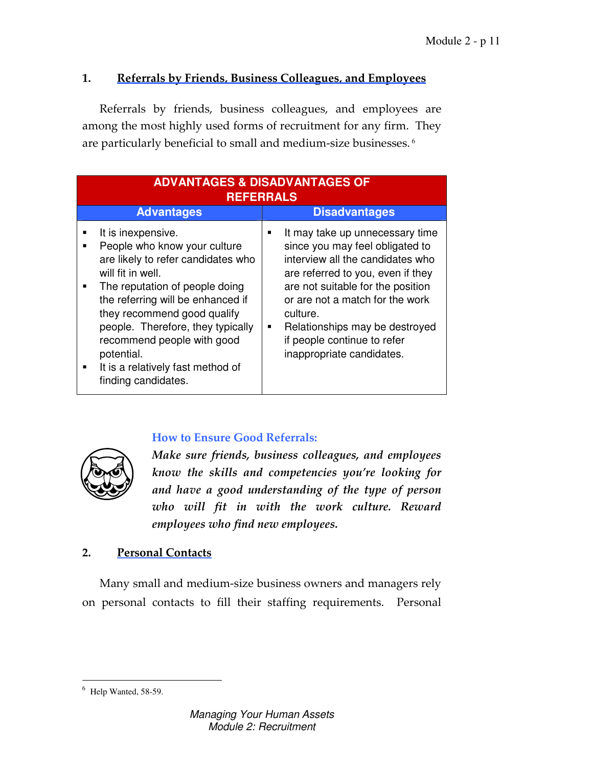## 1. Referrals by Friends, Business Colleagues, and Employees

Referrals by friends, business colleagues, and employees are among the most highly used forms of recruitment for any firm. They are particularly beneficial to small and medium-size businesses.[6]

| ADVANTAGES & DISADVANTAGES OF REFERRALS | |
|---|---|
| **Advantages** | **Disadvantages** |
| ▪ It is inexpensive.<br>▪ People who know your culture are likely to refer candidates who will fit in well.<br>▪ The reputation of people doing the referring will be enhanced if they recommend good qualify people. Therefore, they typically recommend people with good potential.<br>▪ It is a relatively fast method of finding candidates. | ▪ It may take up unnecessary time since you may feel obligated to interview all the candidates who are referred to you, even if they are not suitable for the position or are not a match for the work culture.<br>▪ Relationships may be destroyed if people continue to refer inappropriate candidates. |

**How to Ensure Good Referrals:**

***Make sure friends, business colleagues, and employees know the skills and competencies you're looking for and have a good understanding of the type of person who will fit in with the work culture. Reward employees who find new employees.***

## 2. Personal Contacts

Many small and medium-size business owners and managers rely on personal contacts to fill their staffing requirements. Personal

[6] Help Wanted, 58-59.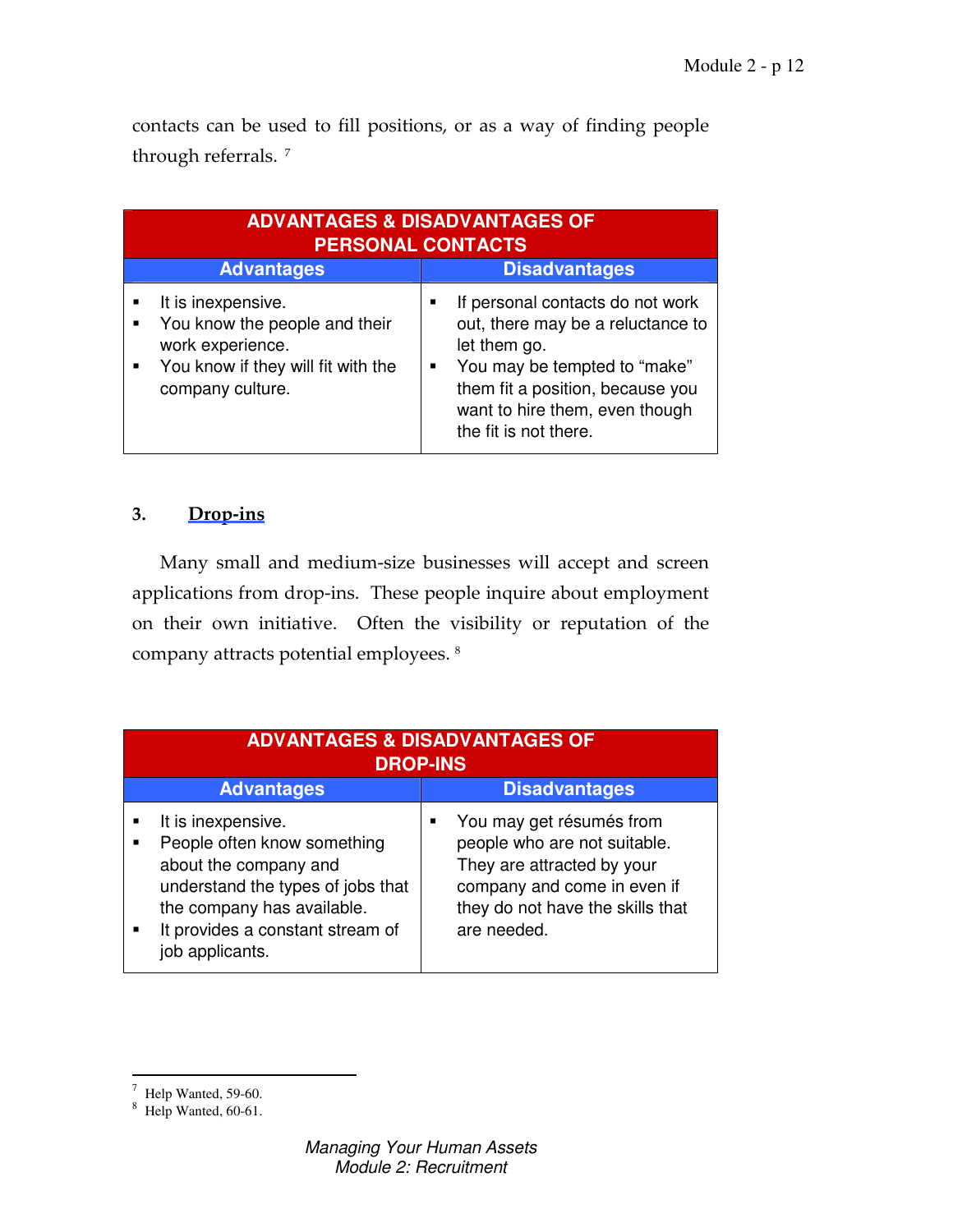contacts can be used to fill positions, or as a way of finding people through referrals. [7]

| ADVANTAGES & DISADVANTAGES OF PERSONAL CONTACTS | |
|---|---|
| **Advantages** | **Disadvantages** |
| ▪ It is inexpensive.<br>▪ You know the people and their work experience.<br>▪ You know if they will fit with the company culture. | ▪ If personal contacts do not work out, there may be a reluctance to let them go.<br>▪ You may be tempted to "make" them fit a position, because you want to hire them, even though the fit is not there. |

### 3. Drop-ins

Many small and medium-size businesses will accept and screen applications from drop-ins. These people inquire about employment on their own initiative. Often the visibility or reputation of the company attracts potential employees. [8]

| ADVANTAGES & DISADVANTAGES OF DROP-INS | |
|---|---|
| **Advantages** | **Disadvantages** |
| ▪ It is inexpensive.<br>▪ People often know something about the company and understand the types of jobs that the company has available.<br>▪ It provides a constant stream of job applicants. | ▪ You may get résumés from people who are not suitable. They are attracted by your company and come in even if they do not have the skills that are needed. |

---

[7] Help Wanted, 59-60.
[8] Help Wanted, 60-61.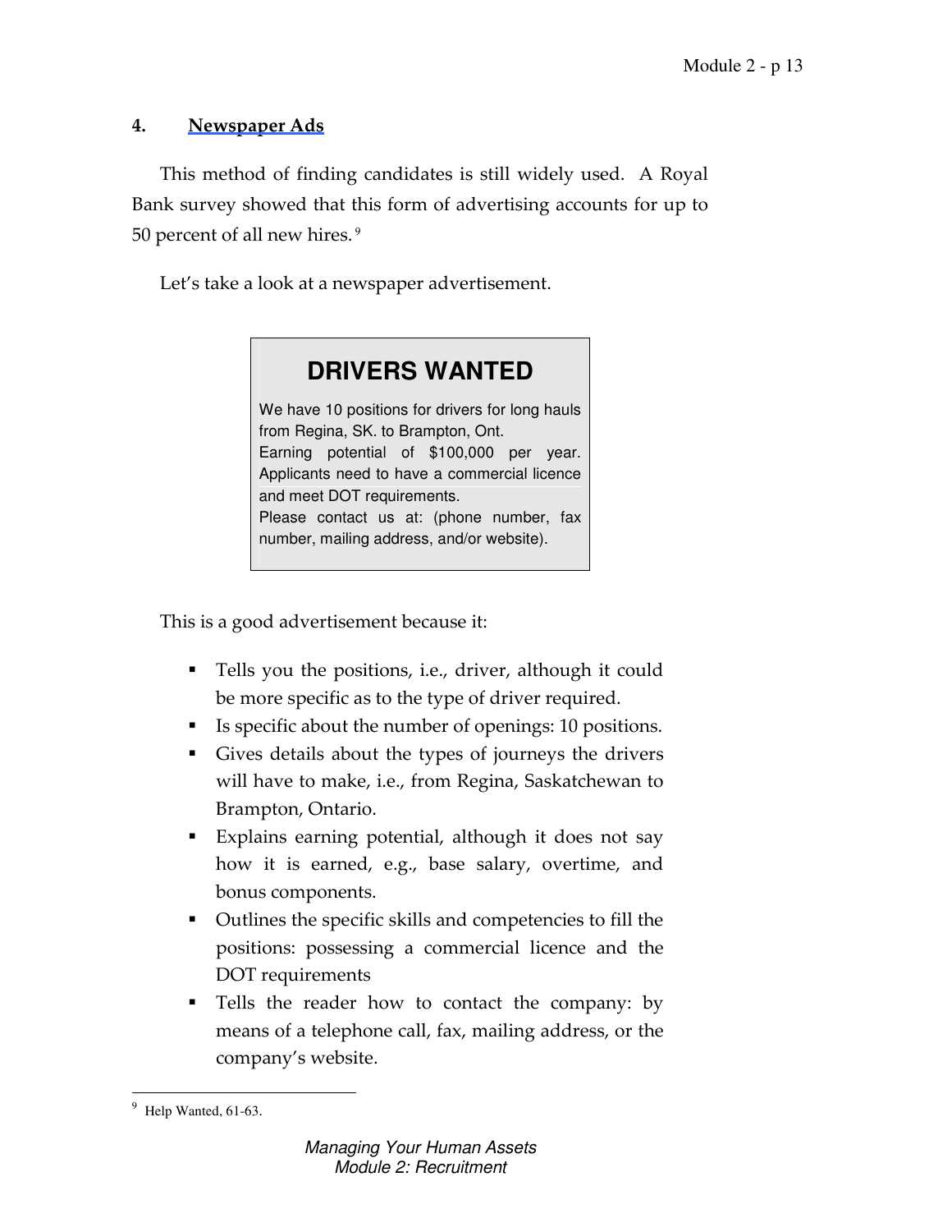## 4. Newspaper Ads

This method of finding candidates is still widely used. A Royal Bank survey showed that this form of advertising accounts for up to 50 percent of all new hires.[9]

Let's take a look at a newspaper advertisement.

> **DRIVERS WANTED**
>
> We have 10 positions for drivers for long hauls from Regina, SK. to Brampton, Ont.
> Earning potential of $100,000 per year.
> Applicants need to have a commercial licence and meet DOT requirements.
> Please contact us at: (phone number, fax number, mailing address, and/or website).

This is a good advertisement because it:

- Tells you the positions, i.e., driver, although it could be more specific as to the type of driver required.
- Is specific about the number of openings: 10 positions.
- Gives details about the types of journeys the drivers will have to make, i.e., from Regina, Saskatchewan to Brampton, Ontario.
- Explains earning potential, although it does not say how it is earned, e.g., base salary, overtime, and bonus components.
- Outlines the specific skills and competencies to fill the positions: possessing a commercial licence and the DOT requirements
- Tells the reader how to contact the company: by means of a telephone call, fax, mailing address, or the company's website.

---

[9] Help Wanted, 61-63.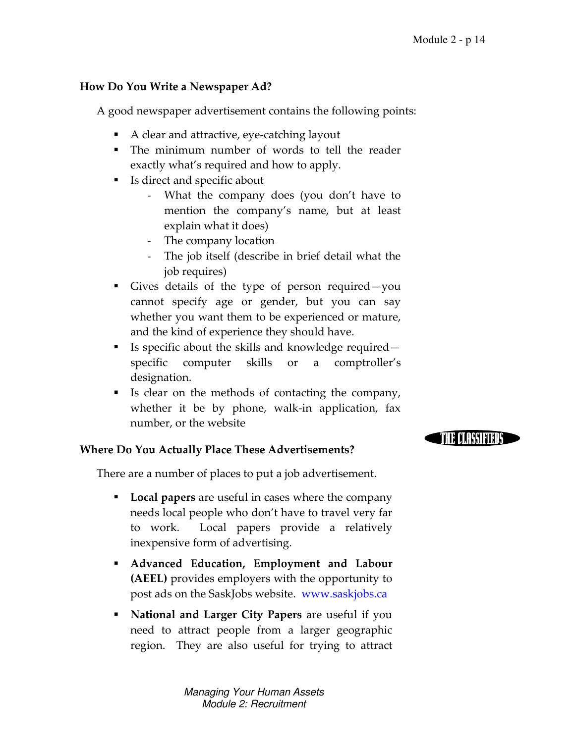### How Do You Write a Newspaper Ad?

A good newspaper advertisement contains the following points:

- A clear and attractive, eye-catching layout
- The minimum number of words to tell the reader exactly what's required and how to apply.
- Is direct and specific about
  - What the company does (you don't have to mention the company's name, but at least explain what it does)
  - The company location
  - The job itself (describe in brief detail what the job requires)
- Gives details of the type of person required—you cannot specify age or gender, but you can say whether you want them to be experienced or mature, and the kind of experience they should have.
- Is specific about the skills and knowledge required—specific computer skills or a comptroller's designation.
- Is clear on the methods of contacting the company, whether it be by phone, walk-in application, fax number, or the website

THE CLASSIFIEDS

### Where Do You Actually Place These Advertisements?

There are a number of places to put a job advertisement.

- **Local papers** are useful in cases where the company needs local people who don't have to travel very far to work. Local papers provide a relatively inexpensive form of advertising.

- **Advanced Education, Employment and Labour (AEEL)** provides employers with the opportunity to post ads on the SaskJobs website. www.saskjobs.ca

- **National and Larger City Papers** are useful if you need to attract people from a larger geographic region. They are also useful for trying to attract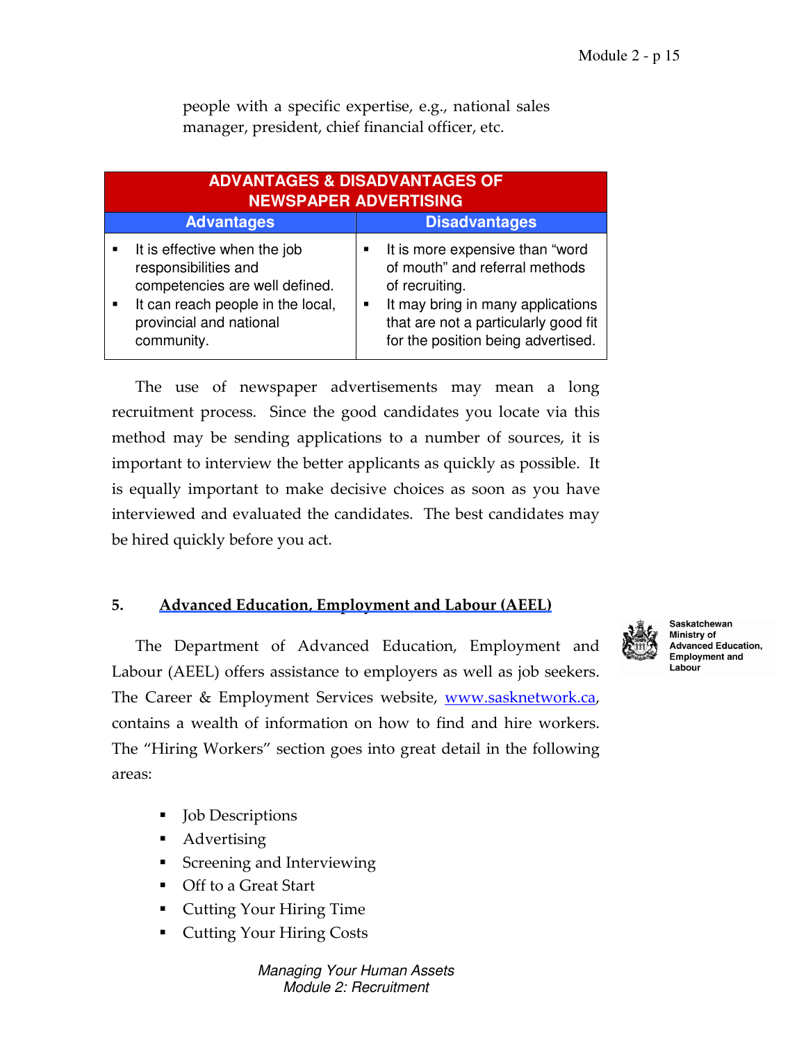people with a specific expertise, e.g., national sales manager, president, chief financial officer, etc.

| ADVANTAGES & DISADVANTAGES OF NEWSPAPER ADVERTISING | |
|---|---|
| **Advantages** | **Disadvantages** |
| ▪ It is effective when the job responsibilities and competencies are well defined.<br>▪ It can reach people in the local, provincial and national community. | ▪ It is more expensive than "word of mouth" and referral methods of recruiting.<br>▪ It may bring in many applications that are not a particularly good fit for the position being advertised. |

The use of newspaper advertisements may mean a long recruitment process. Since the good candidates you locate via this method may be sending applications to a number of sources, it is important to interview the better applicants as quickly as possible. It is equally important to make decisive choices as soon as you have interviewed and evaluated the candidates. The best candidates may be hired quickly before you act.

### 5. Advanced Education, Employment and Labour (AEEL)

Saskatchewan Ministry of Advanced Education, Employment and Labour

The Department of Advanced Education, Employment and Labour (AEEL) offers assistance to employers as well as job seekers. The Career & Employment Services website, www.sasknetwork.ca, contains a wealth of information on how to find and hire workers. The "Hiring Workers" section goes into great detail in the following areas:

- Job Descriptions
- Advertising
- Screening and Interviewing
- Off to a Great Start
- Cutting Your Hiring Time
- Cutting Your Hiring Costs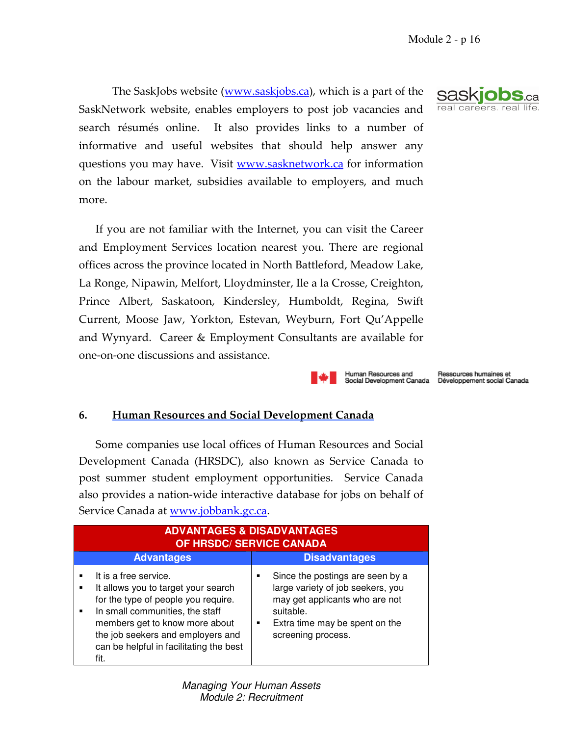The SaskJobs website (www.saskjobs.ca), which is a part of the SaskNetwork website, enables employers to post job vacancies and search résumés online. It also provides links to a number of informative and useful websites that should help answer any questions you may have. Visit www.sasknetwork.ca for information on the labour market, subsidies available to employers, and much more.

If you are not familiar with the Internet, you can visit the Career and Employment Services location nearest you. There are regional offices across the province located in North Battleford, Meadow Lake, La Ronge, Nipawin, Melfort, Lloydminster, Ile a la Crosse, Creighton, Prince Albert, Saskatoon, Kindersley, Humboldt, Regina, Swift Current, Moose Jaw, Yorkton, Estevan, Weyburn, Fort Qu'Appelle and Wynyard. Career & Employment Consultants are available for one-on-one discussions and assistance.

## 6. Human Resources and Social Development Canada

Some companies use local offices of Human Resources and Social Development Canada (HRSDC), also known as Service Canada to post summer student employment opportunities. Service Canada also provides a nation-wide interactive database for jobs on behalf of Service Canada at www.jobbank.gc.ca.

| ADVANTAGES & DISADVANTAGES OF HRSDC/ SERVICE CANADA | |
|---|---|
| **Advantages** | **Disadvantages** |
| ▪ It is a free service.<br>▪ It allows you to target your search for the type of people you require.<br>▪ In small communities, the staff members get to know more about the job seekers and employers and can be helpful in facilitating the best fit. | ▪ Since the postings are seen by a large variety of job seekers, you may get applicants who are not suitable.<br>▪ Extra time may be spent on the screening process. |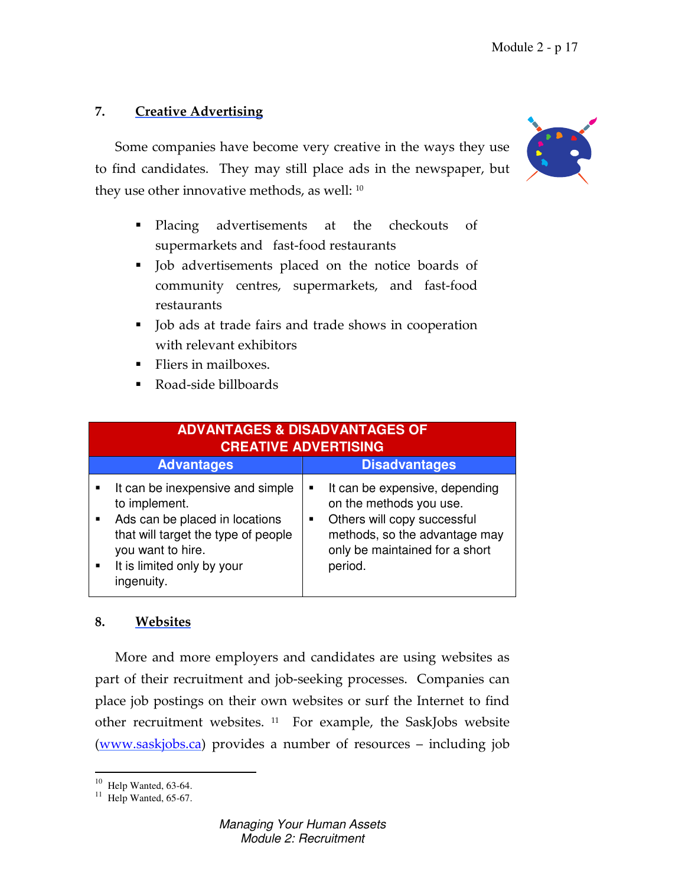## 7. Creative Advertising

Some companies have become very creative in the ways they use to find candidates. They may still place ads in the newspaper, but they use other innovative methods, as well: [10]

- Placing advertisements at the checkouts of supermarkets and fast-food restaurants
- Job advertisements placed on the notice boards of community centres, supermarkets, and fast-food restaurants
- Job ads at trade fairs and trade shows in cooperation with relevant exhibitors
- Fliers in mailboxes.
- Road-side billboards

| ADVANTAGES & DISADVANTAGES OF CREATIVE ADVERTISING | |
|---|---|
| **Advantages** | **Disadvantages** |
| ▪ It can be inexpensive and simple to implement.<br>▪ Ads can be placed in locations that will target the type of people you want to hire.<br>▪ It is limited only by your ingenuity. | ▪ It can be expensive, depending on the methods you use.<br>▪ Others will copy successful methods, so the advantage may only be maintained for a short period. |

## 8. Websites

More and more employers and candidates are using websites as part of their recruitment and job-seeking processes. Companies can place job postings on their own websites or surf the Internet to find other recruitment websites. [11] For example, the SaskJobs website (www.saskjobs.ca) provides a number of resources – including job

---

[10] Help Wanted, 63-64.
[11] Help Wanted, 65-67.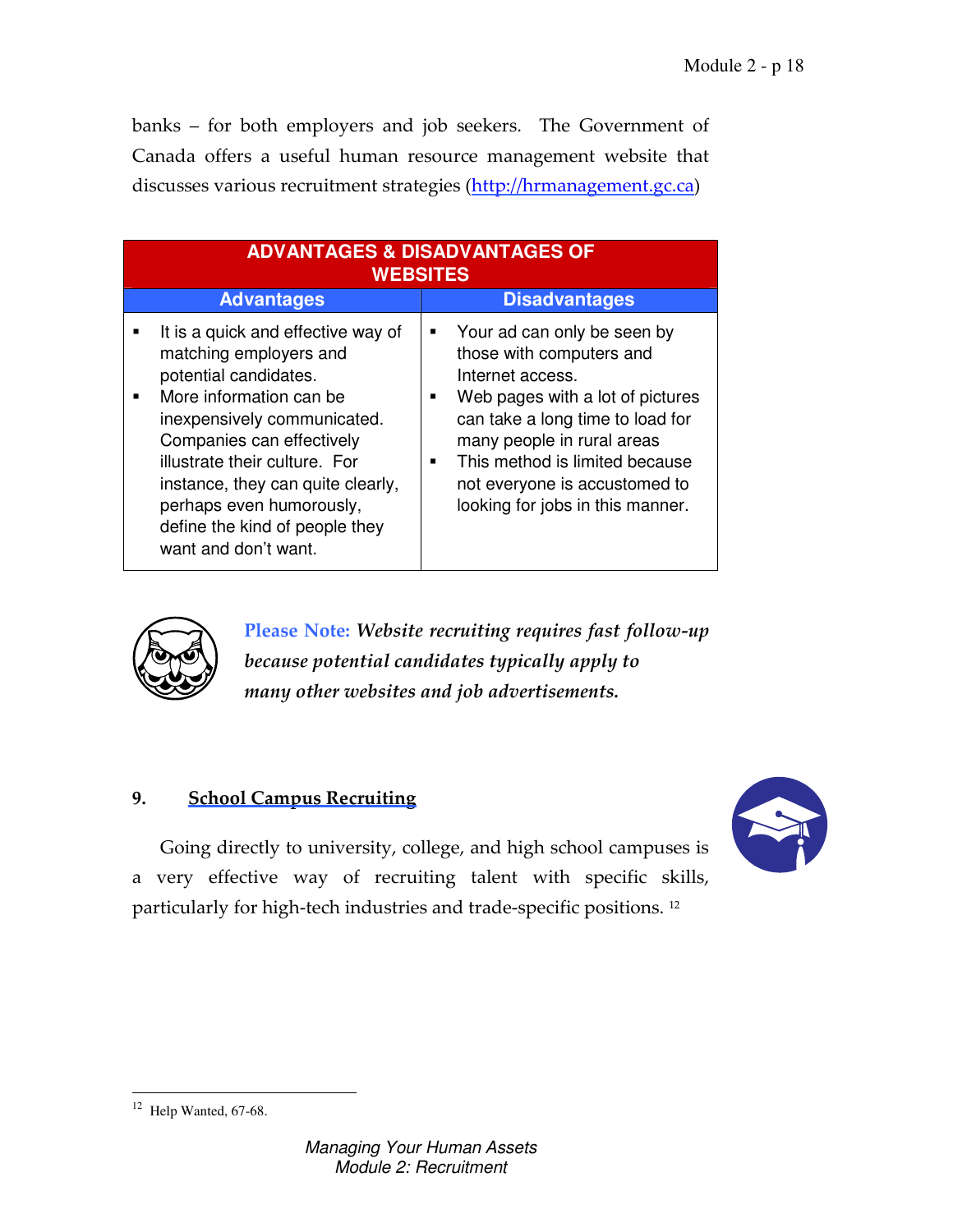banks – for both employers and job seekers. The Government of Canada offers a useful human resource management website that discusses various recruitment strategies (http://hrmanagement.gc.ca)

| ADVANTAGES & DISADVANTAGES OF WEBSITES | |
|---|---|
| **Advantages** | **Disadvantages** |
| ▪ It is a quick and effective way of matching employers and potential candidates.<br>▪ More information can be inexpensively communicated. Companies can effectively illustrate their culture. For instance, they can quite clearly, perhaps even humorously, define the kind of people they want and don't want. | ▪ Your ad can only be seen by those with computers and Internet access.<br>▪ Web pages with a lot of pictures can take a long time to load for many people in rural areas<br>▪ This method is limited because not everyone is accustomed to looking for jobs in this manner. |

**Please Note:** ***Website recruiting requires fast follow-up because potential candidates typically apply to many other websites and job advertisements.***

## 9. School Campus Recruiting

Going directly to university, college, and high school campuses is a very effective way of recruiting talent with specific skills, particularly for high-tech industries and trade-specific positions. [12]

---

[12] Help Wanted, 67-68.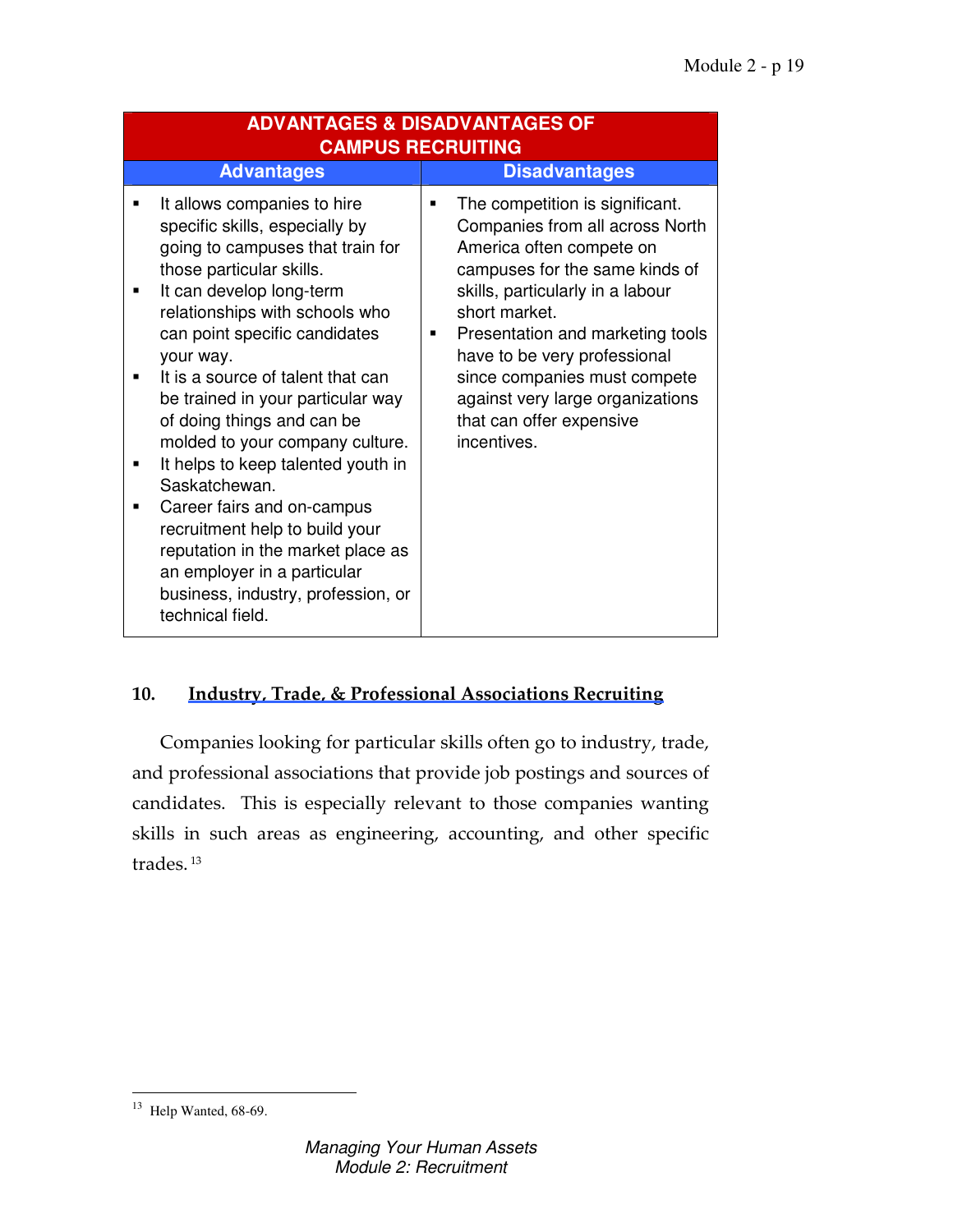| ADVANTAGES & DISADVANTAGES OF CAMPUS RECRUITING | |
|---|---|
| **Advantages** | **Disadvantages** |
| ▪ It allows companies to hire specific skills, especially by going to campuses that train for those particular skills.<br>▪ It can develop long-term relationships with schools who can point specific candidates your way.<br>▪ It is a source of talent that can be trained in your particular way of doing things and can be molded to your company culture.<br>▪ It helps to keep talented youth in Saskatchewan.<br>▪ Career fairs and on-campus recruitment help to build your reputation in the market place as an employer in a particular business, industry, profession, or technical field. | ▪ The competition is significant. Companies from all across North America often compete on campuses for the same kinds of skills, particularly in a labour short market.<br>▪ Presentation and marketing tools have to be very professional since companies must compete against very large organizations that can offer expensive incentives. |

**10. Industry, Trade, & Professional Associations Recruiting**

Companies looking for particular skills often go to industry, trade, and professional associations that provide job postings and sources of candidates. This is especially relevant to those companies wanting skills in such areas as engineering, accounting, and other specific trades.[13]

[13] Help Wanted, 68-69.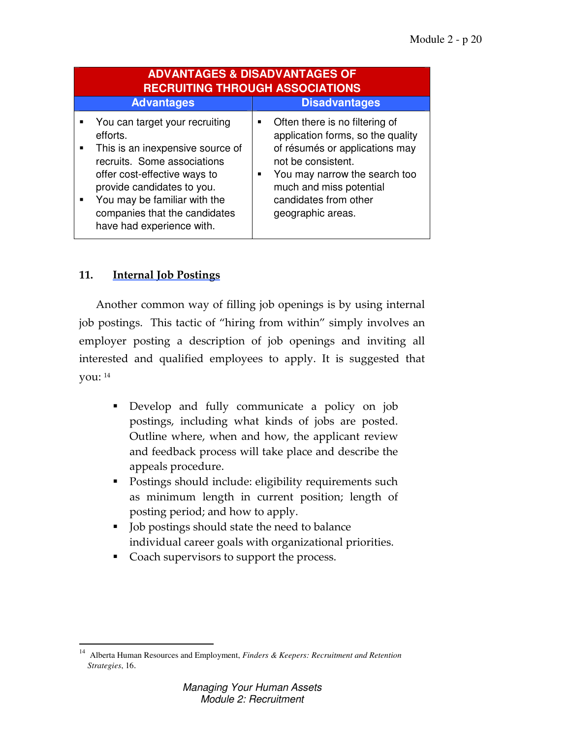| ADVANTAGES & DISADVANTAGES OF RECRUITING THROUGH ASSOCIATIONS | |
|---|---|
| **Advantages** | **Disadvantages** |
| ▪ You can target your recruiting efforts.<br>▪ This is an inexpensive source of recruits. Some associations offer cost-effective ways to provide candidates to you.<br>▪ You may be familiar with the companies that the candidates have had experience with. | ▪ Often there is no filtering of application forms, so the quality of résumés or applications may not be consistent.<br>▪ You may narrow the search too much and miss potential candidates from other geographic areas. |

## 11. Internal Job Postings

Another common way of filling job openings is by using internal job postings. This tactic of "hiring from within" simply involves an employer posting a description of job openings and inviting all interested and qualified employees to apply. It is suggested that you: [14]

- Develop and fully communicate a policy on job postings, including what kinds of jobs are posted. Outline where, when and how, the applicant review and feedback process will take place and describe the appeals procedure.
- Postings should include: eligibility requirements such as minimum length in current position; length of posting period; and how to apply.
- Job postings should state the need to balance individual career goals with organizational priorities.
- Coach supervisors to support the process.

---

[14] Alberta Human Resources and Employment, *Finders & Keepers: Recruitment and Retention Strategies*, 16.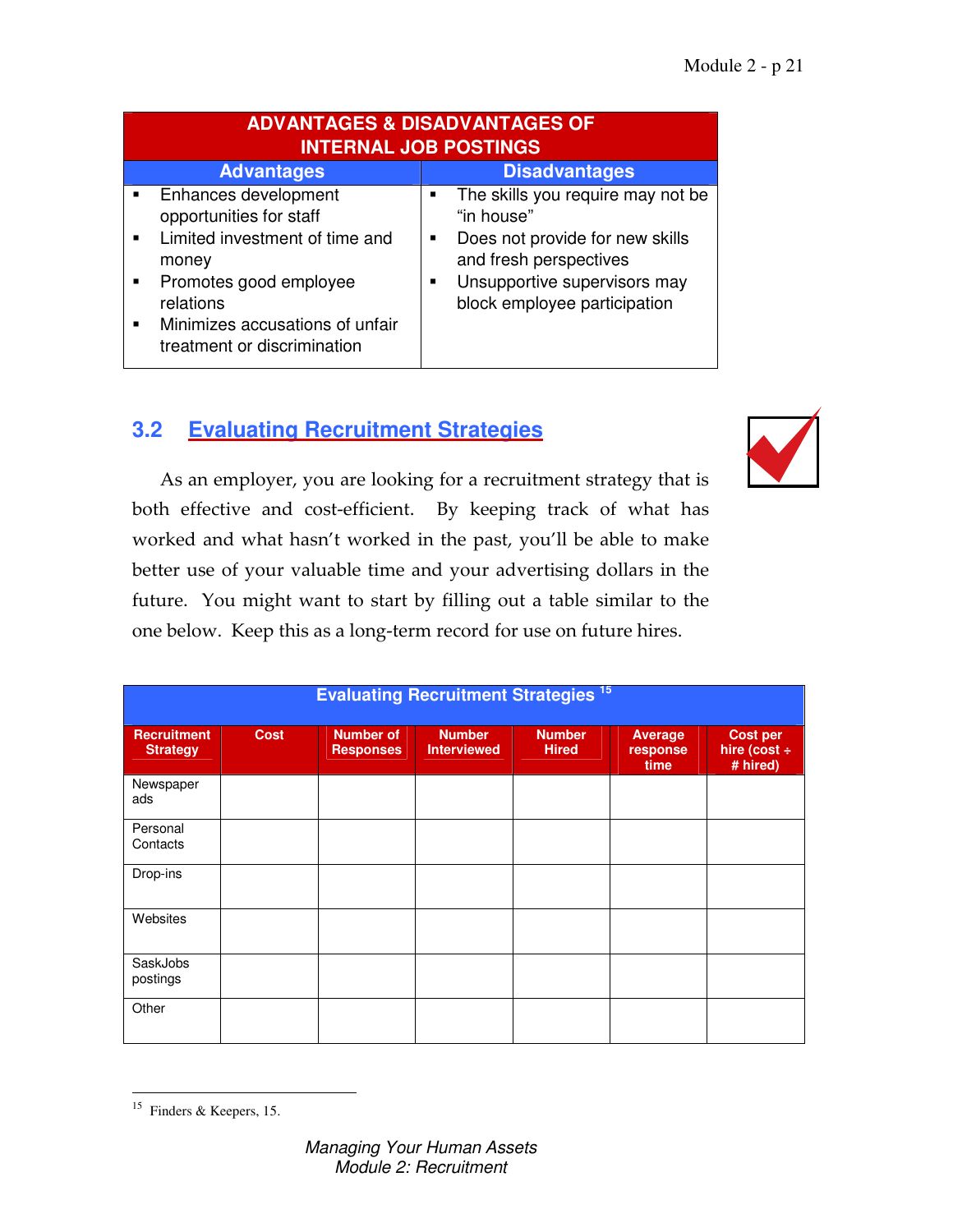| ADVANTAGES & DISADVANTAGES OF INTERNAL JOB POSTINGS | |
|---|---|
| **Advantages** | **Disadvantages** |
| ▪ Enhances development opportunities for staff<br>▪ Limited investment of time and money<br>▪ Promotes good employee relations<br>▪ Minimizes accusations of unfair treatment or discrimination | ▪ The skills you require may not be "in house"<br>▪ Does not provide for new skills and fresh perspectives<br>▪ Unsupportive supervisors may block employee participation |

## 3.2 Evaluating Recruitment Strategies

As an employer, you are looking for a recruitment strategy that is both effective and cost-efficient. By keeping track of what has worked and what hasn't worked in the past, you'll be able to make better use of your valuable time and your advertising dollars in the future. You might want to start by filling out a table similar to the one below. Keep this as a long-term record for use on future hires.

**Evaluating Recruitment Strategies [15]**

| Recruitment Strategy | Cost | Number of Responses | Number Interviewed | Number Hired | Average response time | Cost per hire (cost ÷ # hired) |
|---|---|---|---|---|---|---|
| Newspaper ads | | | | | | |
| Personal Contacts | | | | | | |
| Drop-ins | | | | | | |
| Websites | | | | | | |
| SaskJobs postings | | | | | | |
| Other | | | | | | |

[15] Finders & Keepers, 15.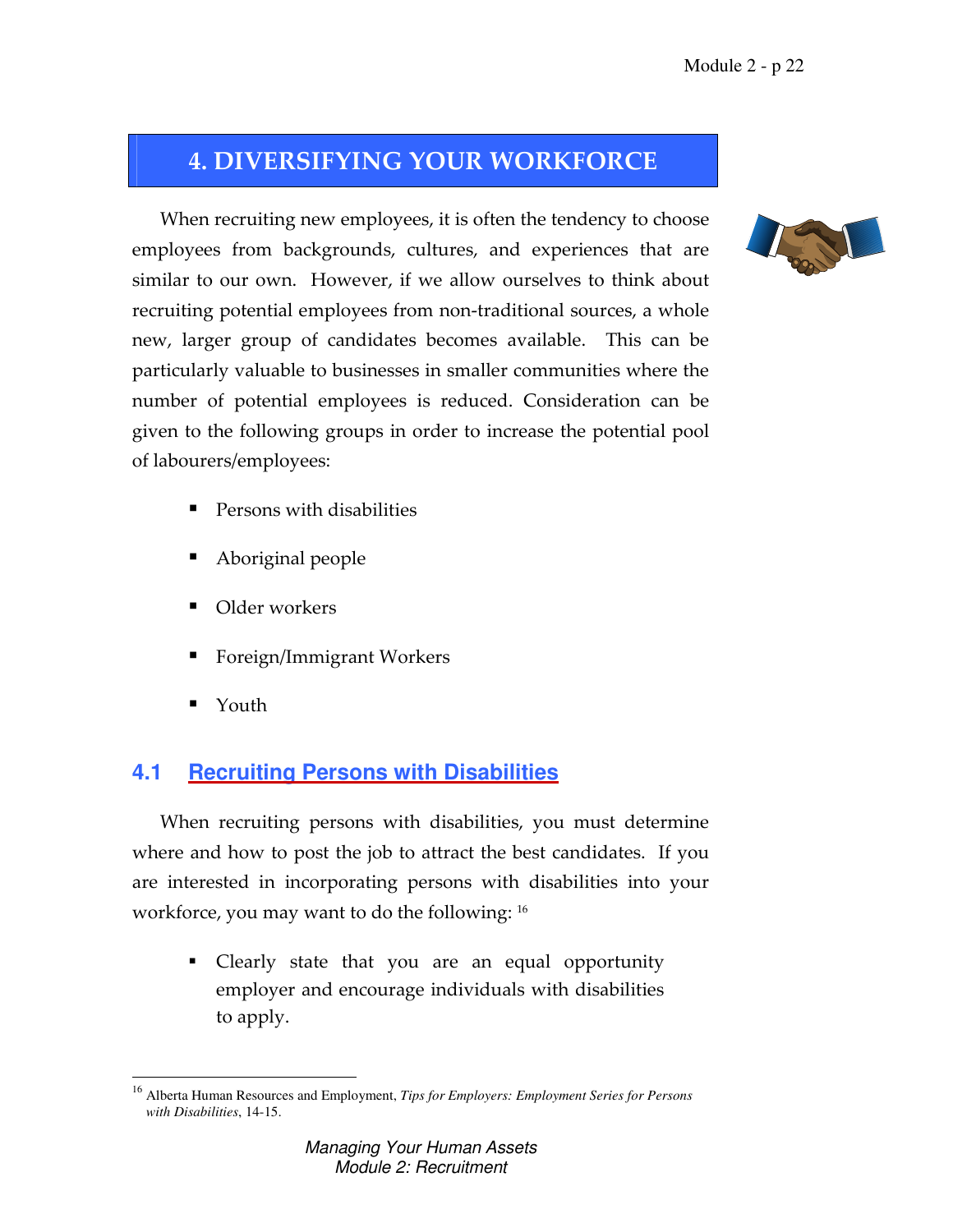# 4. DIVERSIFYING YOUR WORKFORCE

When recruiting new employees, it is often the tendency to choose employees from backgrounds, cultures, and experiences that are similar to our own. However, if we allow ourselves to think about recruiting potential employees from non-traditional sources, a whole new, larger group of candidates becomes available. This can be particularly valuable to businesses in smaller communities where the number of potential employees is reduced. Consideration can be given to the following groups in order to increase the potential pool of labourers/employees:

- Persons with disabilities
- Aboriginal people
- Older workers
- Foreign/Immigrant Workers
- Youth

## 4.1 Recruiting Persons with Disabilities

When recruiting persons with disabilities, you must determine where and how to post the job to attract the best candidates. If you are interested in incorporating persons with disabilities into your workforce, you may want to do the following: [16]

- Clearly state that you are an equal opportunity employer and encourage individuals with disabilities to apply.

---

[16] Alberta Human Resources and Employment, *Tips for Employers: Employment Series for Persons with Disabilities*, 14-15.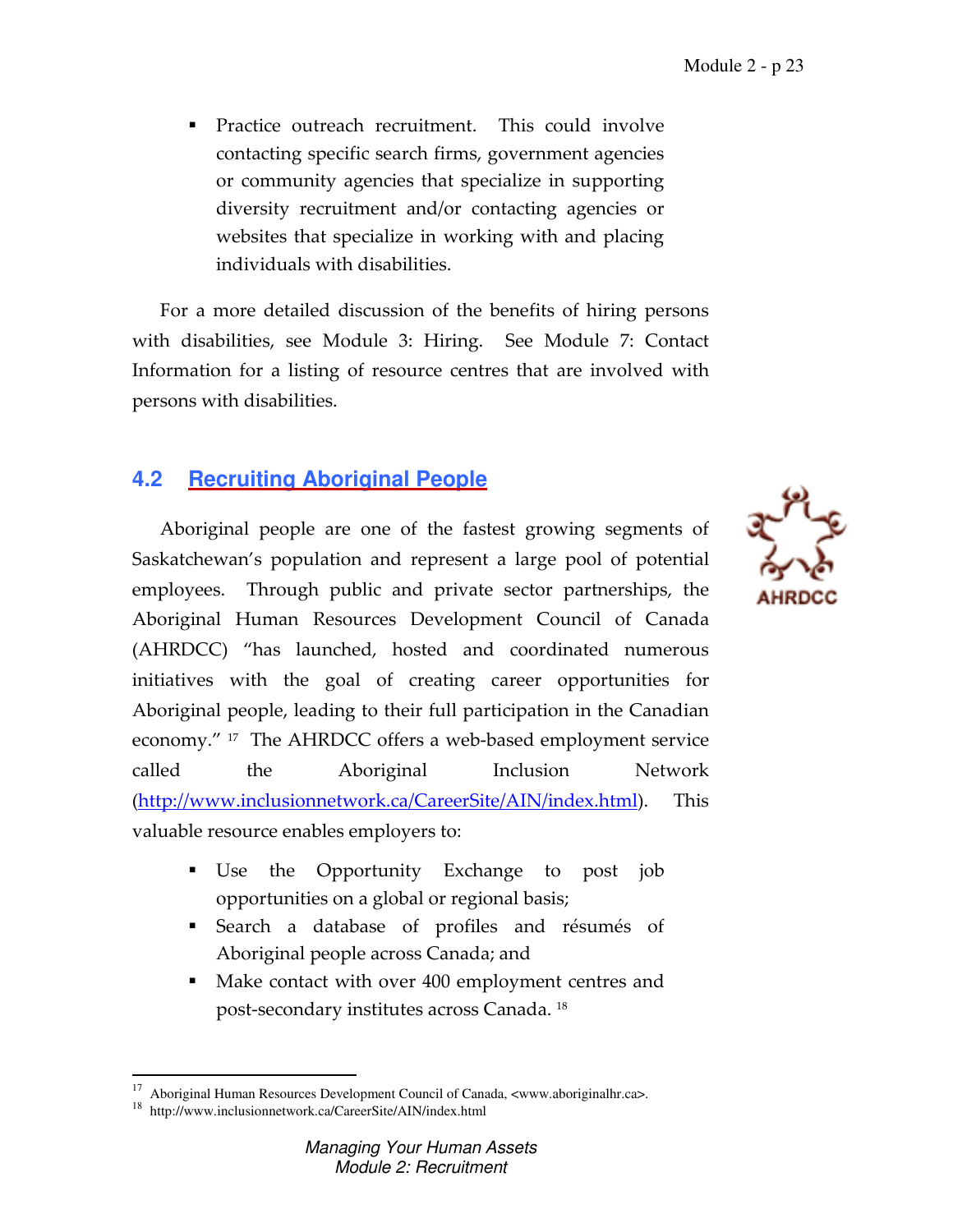- Practice outreach recruitment. This could involve contacting specific search firms, government agencies or community agencies that specialize in supporting diversity recruitment and/or contacting agencies or websites that specialize in working with and placing individuals with disabilities.

For a more detailed discussion of the benefits of hiring persons with disabilities, see Module 3: Hiring. See Module 7: Contact Information for a listing of resource centres that are involved with persons with disabilities.

## 4.2 Recruiting Aboriginal People

Aboriginal people are one of the fastest growing segments of Saskatchewan's population and represent a large pool of potential employees. Through public and private sector partnerships, the Aboriginal Human Resources Development Council of Canada (AHRDCC) "has launched, hosted and coordinated numerous initiatives with the goal of creating career opportunities for Aboriginal people, leading to their full participation in the Canadian economy." [17] The AHRDCC offers a web-based employment service called the Aboriginal Inclusion Network (http://www.inclusionnetwork.ca/CareerSite/AIN/index.html). This valuable resource enables employers to:

- Use the Opportunity Exchange to post job opportunities on a global or regional basis;
- Search a database of profiles and résumés of Aboriginal people across Canada; and
- Make contact with over 400 employment centres and post-secondary institutes across Canada. [18]

---

[17] Aboriginal Human Resources Development Council of Canada, <www.aboriginalhr.ca>.

[18] http://www.inclusionnetwork.ca/CareerSite/AIN/index.html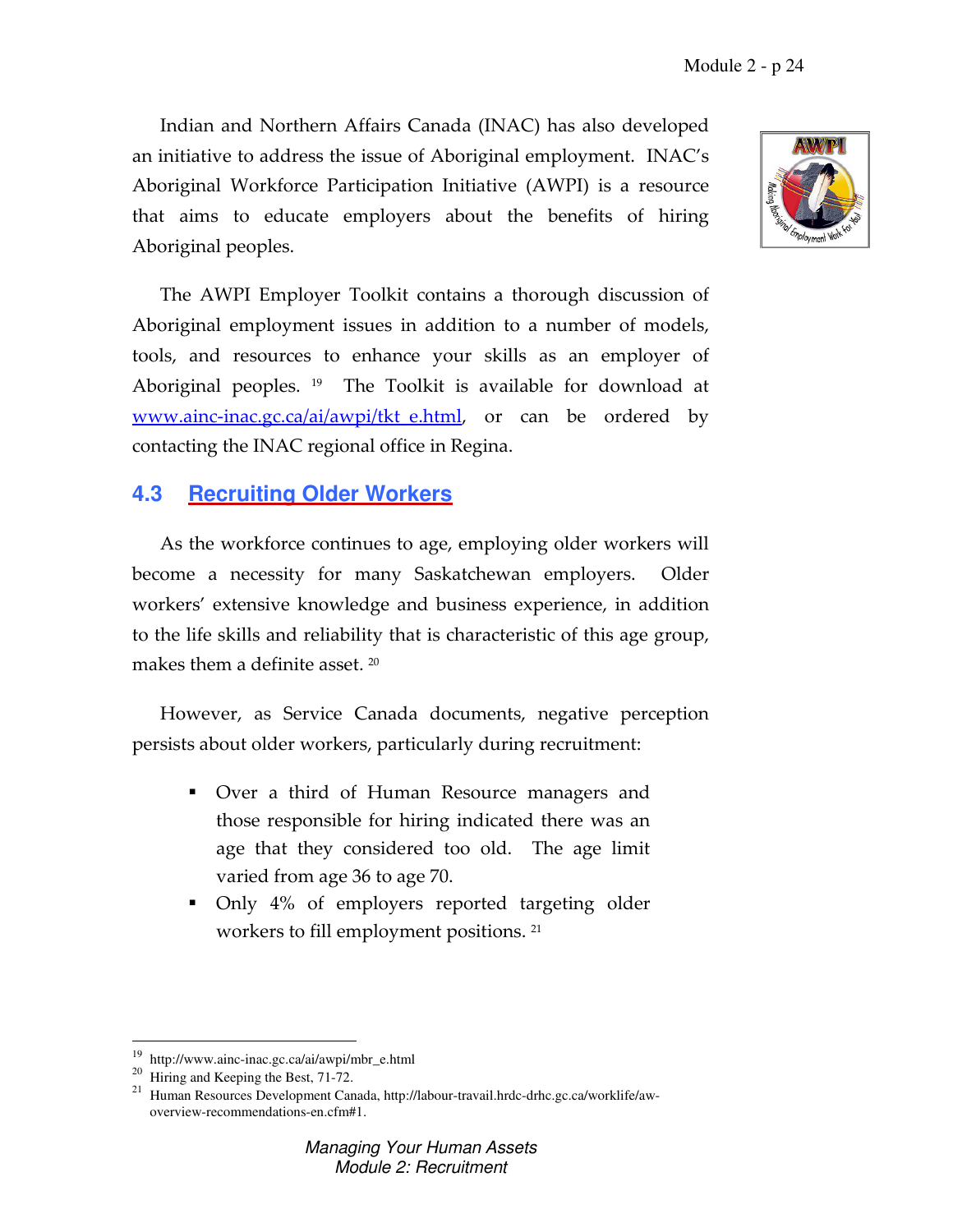Indian and Northern Affairs Canada (INAC) has also developed an initiative to address the issue of Aboriginal employment. INAC's Aboriginal Workforce Participation Initiative (AWPI) is a resource that aims to educate employers about the benefits of hiring Aboriginal peoples.

The AWPI Employer Toolkit contains a thorough discussion of Aboriginal employment issues in addition to a number of models, tools, and resources to enhance your skills as an employer of Aboriginal peoples. [19] The Toolkit is available for download at [www.ainc-inac.gc.ca/ai/awpi/tkt_e.html](www.ainc-inac.gc.ca/ai/awpi/tkt_e.html), or can be ordered by contacting the INAC regional office in Regina.

## 4.3 Recruiting Older Workers

As the workforce continues to age, employing older workers will become a necessity for many Saskatchewan employers. Older workers' extensive knowledge and business experience, in addition to the life skills and reliability that is characteristic of this age group, makes them a definite asset. [20]

However, as Service Canada documents, negative perception persists about older workers, particularly during recruitment:

- Over a third of Human Resource managers and those responsible for hiring indicated there was an age that they considered too old. The age limit varied from age 36 to age 70.
- Only 4% of employers reported targeting older workers to fill employment positions. [21]

---

[19] http://www.ainc-inac.gc.ca/ai/awpi/mbr_e.html

[20] Hiring and Keeping the Best, 71-72.

[21] Human Resources Development Canada, http://labour-travail.hrdc-drhc.gc.ca/worklife/aw-overview-recommendations-en.cfm#1.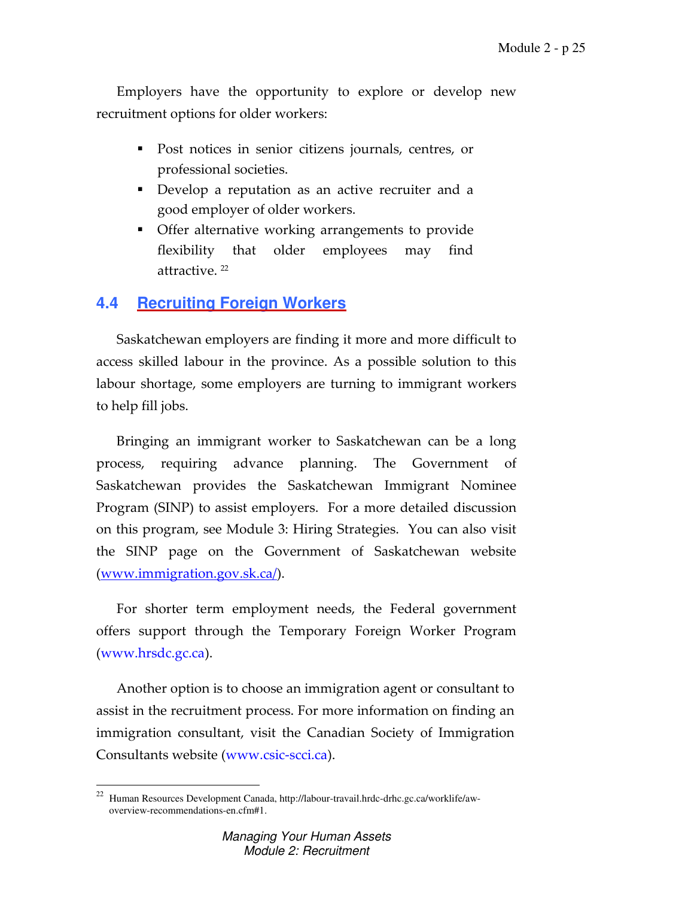Employers have the opportunity to explore or develop new recruitment options for older workers:

- Post notices in senior citizens journals, centres, or professional societies.
- Develop a reputation as an active recruiter and a good employer of older workers.
- Offer alternative working arrangements to provide flexibility that older employees may find attractive. [22]

## 4.4 Recruiting Foreign Workers

Saskatchewan employers are finding it more and more difficult to access skilled labour in the province. As a possible solution to this labour shortage, some employers are turning to immigrant workers to help fill jobs.

Bringing an immigrant worker to Saskatchewan can be a long process, requiring advance planning. The Government of Saskatchewan provides the Saskatchewan Immigrant Nominee Program (SINP) to assist employers. For a more detailed discussion on this program, see Module 3: Hiring Strategies. You can also visit the SINP page on the Government of Saskatchewan website (www.immigration.gov.sk.ca/).

For shorter term employment needs, the Federal government offers support through the Temporary Foreign Worker Program (www.hrsdc.gc.ca).

Another option is to choose an immigration agent or consultant to assist in the recruitment process. For more information on finding an immigration consultant, visit the Canadian Society of Immigration Consultants website (www.csic-scci.ca).

---

[22] Human Resources Development Canada, http://labour-travail.hrdc-drhc.gc.ca/worklife/aw-overview-recommendations-en.cfm#1.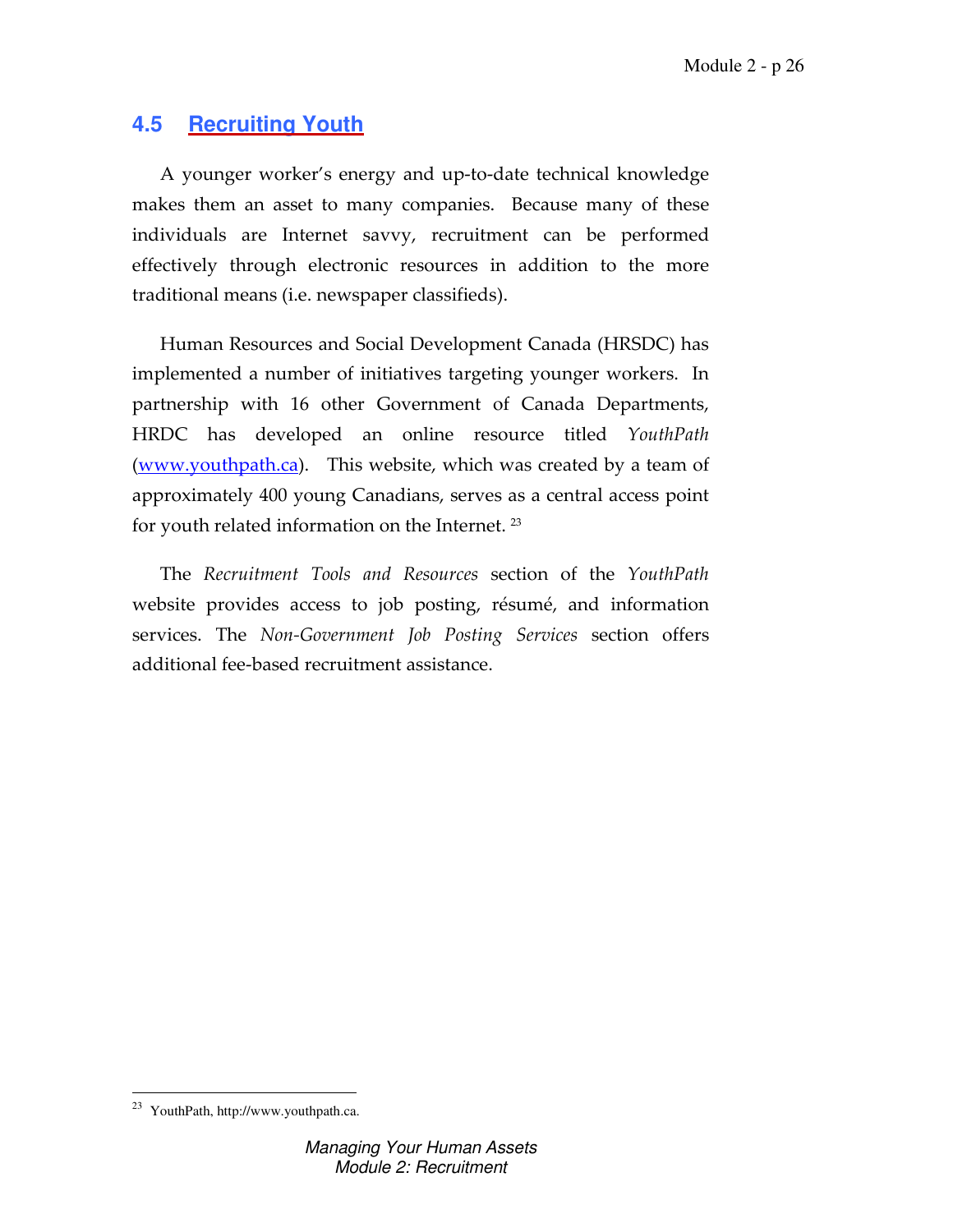## 4.5 Recruiting Youth

A younger worker's energy and up-to-date technical knowledge makes them an asset to many companies. Because many of these individuals are Internet savvy, recruitment can be performed effectively through electronic resources in addition to the more traditional means (i.e. newspaper classifieds).

Human Resources and Social Development Canada (HRSDC) has implemented a number of initiatives targeting younger workers. In partnership with 16 other Government of Canada Departments, HRDC has developed an online resource titled *YouthPath* (www.youthpath.ca). This website, which was created by a team of approximately 400 young Canadians, serves as a central access point for youth related information on the Internet. [23]

The *Recruitment Tools and Resources* section of the *YouthPath* website provides access to job posting, résumé, and information services. The *Non-Government Job Posting Services* section offers additional fee-based recruitment assistance.

[23] YouthPath, http://www.youthpath.ca.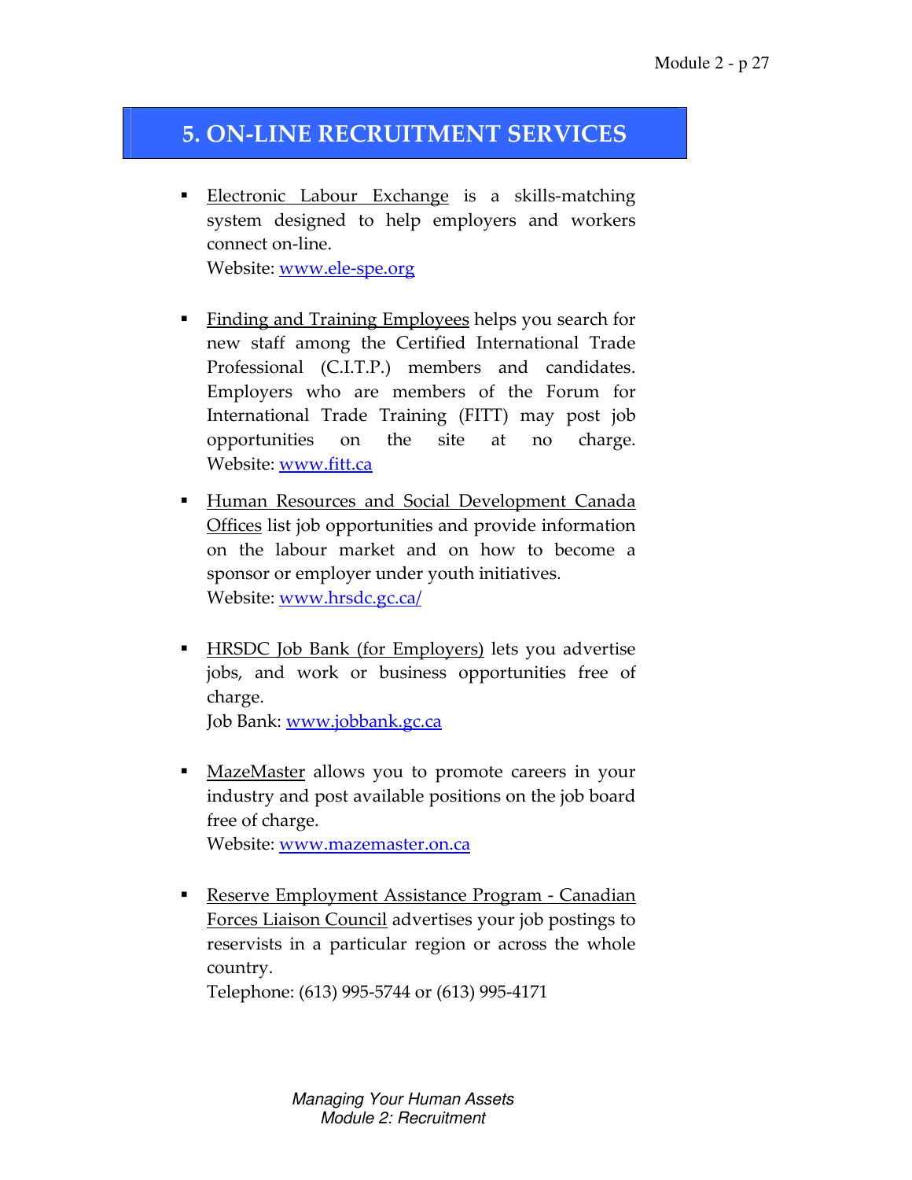## 5. ON-LINE RECRUITMENT SERVICES

- Electronic Labour Exchange is a skills-matching system designed to help employers and workers connect on-line.
  Website: www.ele-spe.org

- Finding and Training Employees helps you search for new staff among the Certified International Trade Professional (C.I.T.P.) members and candidates. Employers who are members of the Forum for International Trade Training (FITT) may post job opportunities on the site at no charge.
  Website: www.fitt.ca

- Human Resources and Social Development Canada Offices list job opportunities and provide information on the labour market and on how to become a sponsor or employer under youth initiatives.
  Website: www.hrsdc.gc.ca/

- HRSDC Job Bank (for Employers) lets you advertise jobs, and work or business opportunities free of charge.
  Job Bank: www.jobbank.gc.ca

- MazeMaster allows you to promote careers in your industry and post available positions on the job board free of charge.
  Website: www.mazemaster.on.ca

- Reserve Employment Assistance Program - Canadian Forces Liaison Council advertises your job postings to reservists in a particular region or across the whole country.
  Telephone: (613) 995-5744 or (613) 995-4171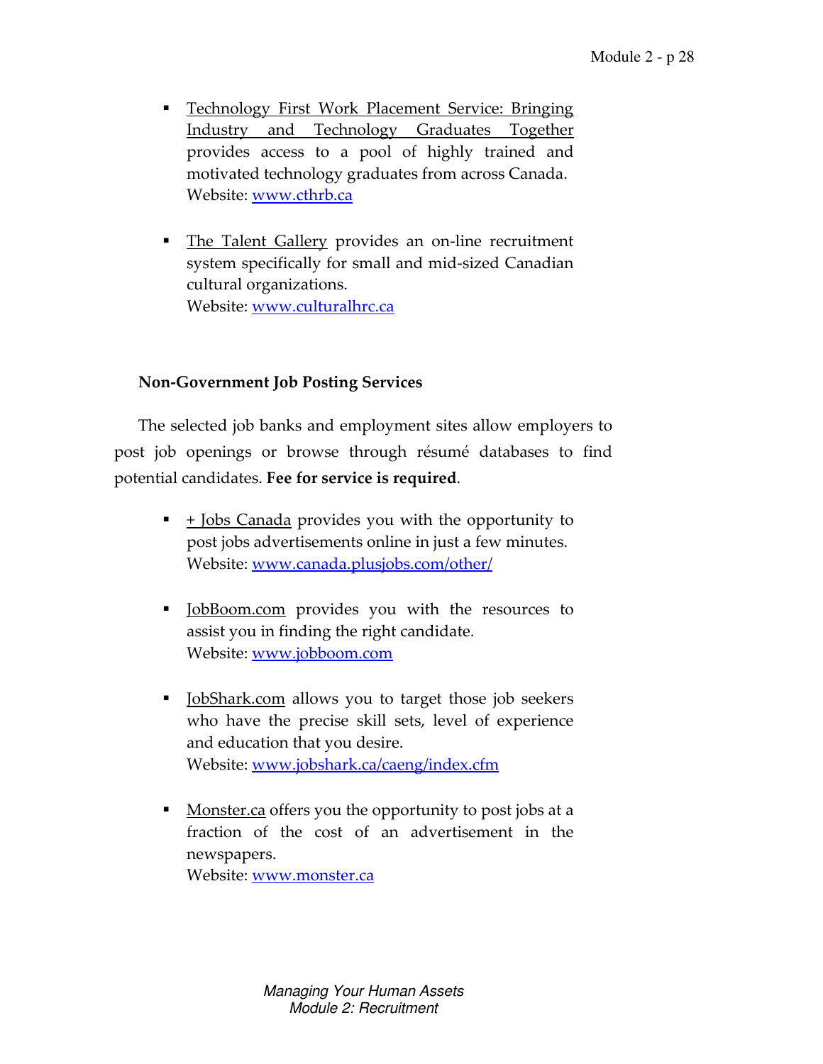- Technology First Work Placement Service: Bringing Industry and Technology Graduates Together provides access to a pool of highly trained and motivated technology graduates from across Canada.
  Website: www.cthrb.ca

- The Talent Gallery provides an on-line recruitment system specifically for small and mid-sized Canadian cultural organizations.
  Website: www.culturalhrc.ca

**Non-Government Job Posting Services**

The selected job banks and employment sites allow employers to post job openings or browse through résumé databases to find potential candidates. **Fee for service is required**.

- + Jobs Canada provides you with the opportunity to post jobs advertisements online in just a few minutes.
  Website: www.canada.plusjobs.com/other/

- JobBoom.com provides you with the resources to assist you in finding the right candidate.
  Website: www.jobboom.com

- JobShark.com allows you to target those job seekers who have the precise skill sets, level of experience and education that you desire.
  Website: www.jobshark.ca/caeng/index.cfm

- Monster.ca offers you the opportunity to post jobs at a fraction of the cost of an advertisement in the newspapers.
  Website: www.monster.ca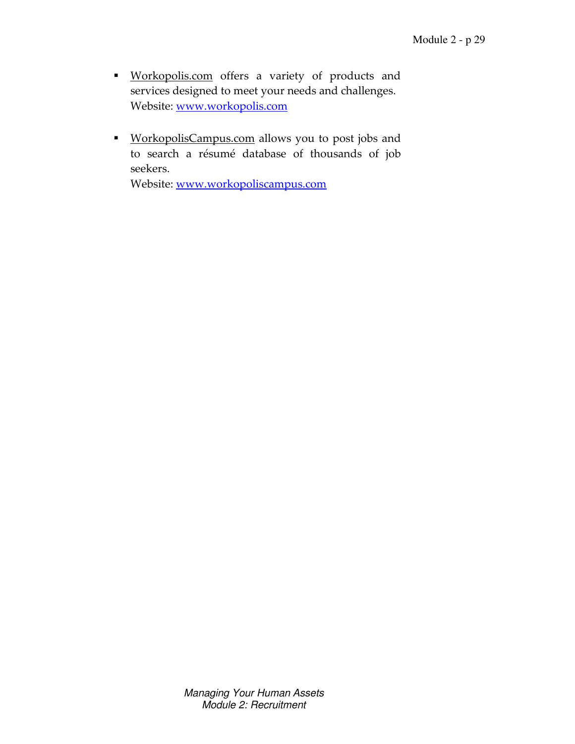- Workopolis.com offers a variety of products and services designed to meet your needs and challenges.
  Website: [www.workopolis.com](http://www.workopolis.com)

- WorkopolisCampus.com allows you to post jobs and to search a résumé database of thousands of job seekers.
  Website: [www.workopoliscampus.com](http://www.workopoliscampus.com)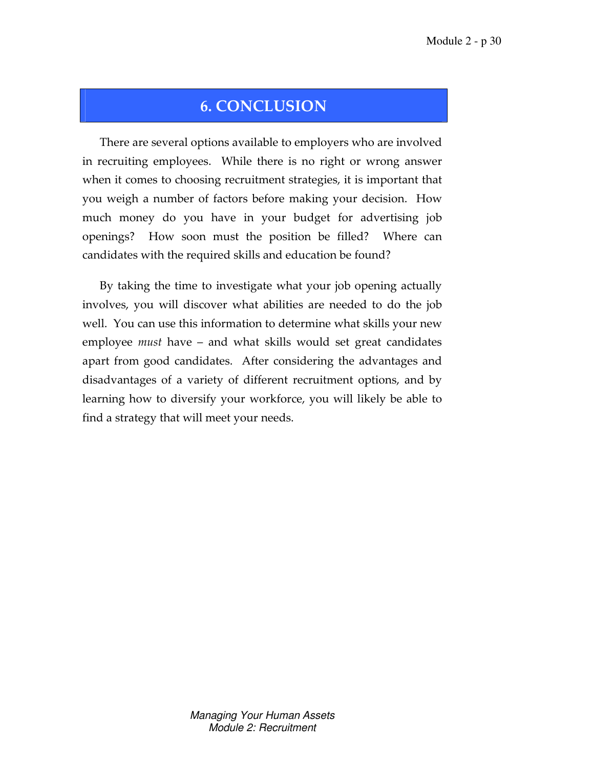# 6. CONCLUSION

There are several options available to employers who are involved in recruiting employees. While there is no right or wrong answer when it comes to choosing recruitment strategies, it is important that you weigh a number of factors before making your decision. How much money do you have in your budget for advertising job openings? How soon must the position be filled? Where can candidates with the required skills and education be found?

By taking the time to investigate what your job opening actually involves, you will discover what abilities are needed to do the job well. You can use this information to determine what skills your new employee *must* have – and what skills would set great candidates apart from good candidates. After considering the advantages and disadvantages of a variety of different recruitment options, and by learning how to diversify your workforce, you will likely be able to find a strategy that will meet your needs.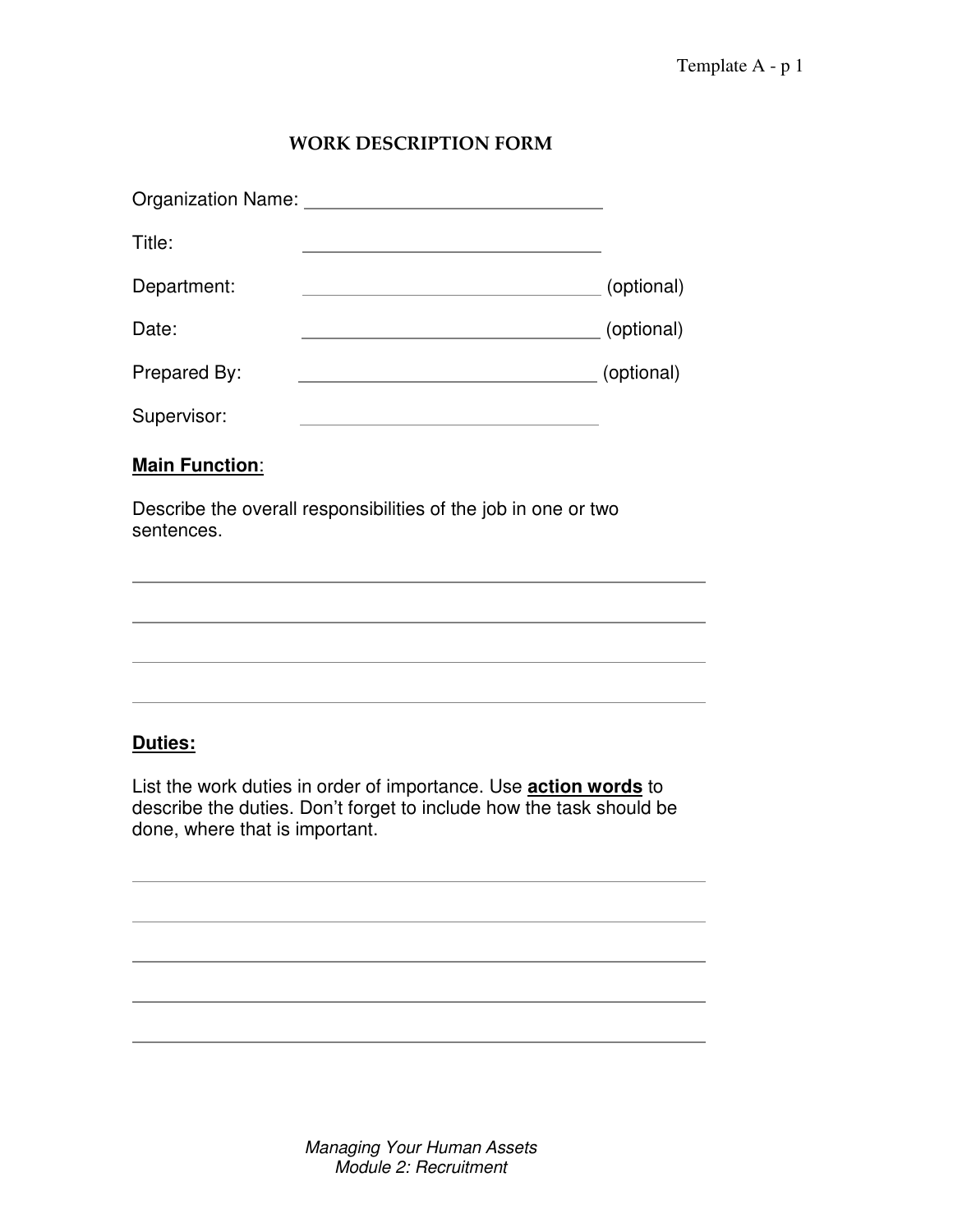## WORK DESCRIPTION FORM

Organization Name: ______________________________

Title: ______________________________

Department: ______________________________ (optional)

Date: ______________________________ (optional)

Prepared By: ______________________________ (optional)

Supervisor: ______________________________

**Main Function**:

Describe the overall responsibilities of the job in one or two sentences.

______________________________________________________________

______________________________________________________________

______________________________________________________________

______________________________________________________________

**Duties:**

List the work duties in order of importance. Use **action words** to describe the duties. Don't forget to include how the task should be done, where that is important.

______________________________________________________________

______________________________________________________________

______________________________________________________________

______________________________________________________________

______________________________________________________________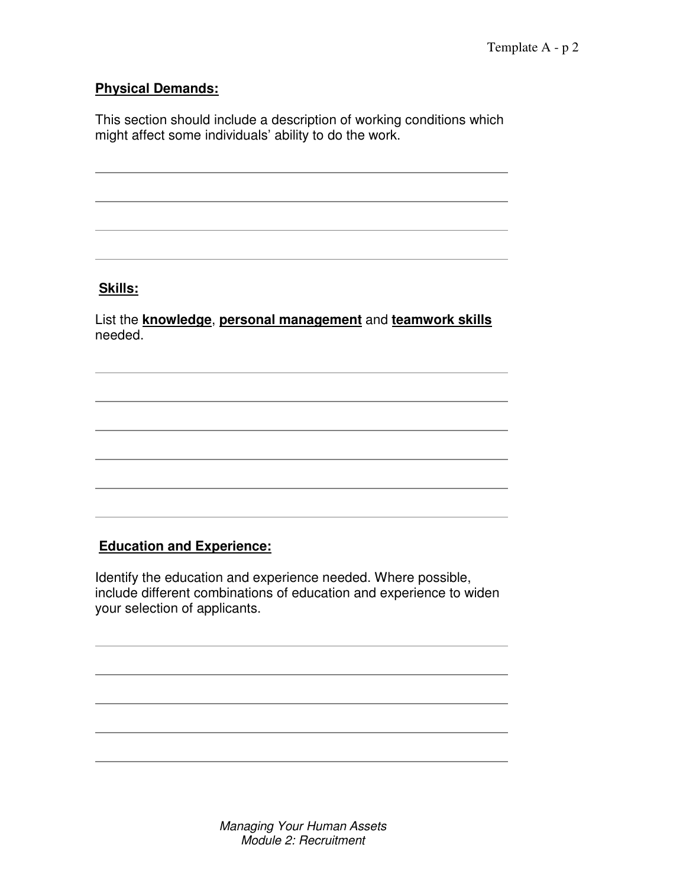**Physical Demands:**

This section should include a description of working conditions which might affect some individuals' ability to do the work.

**Skills:**

List the **knowledge**, **personal management** and **teamwork skills** needed.

**Education and Experience:**

Identify the education and experience needed. Where possible, include different combinations of education and experience to widen your selection of applicants.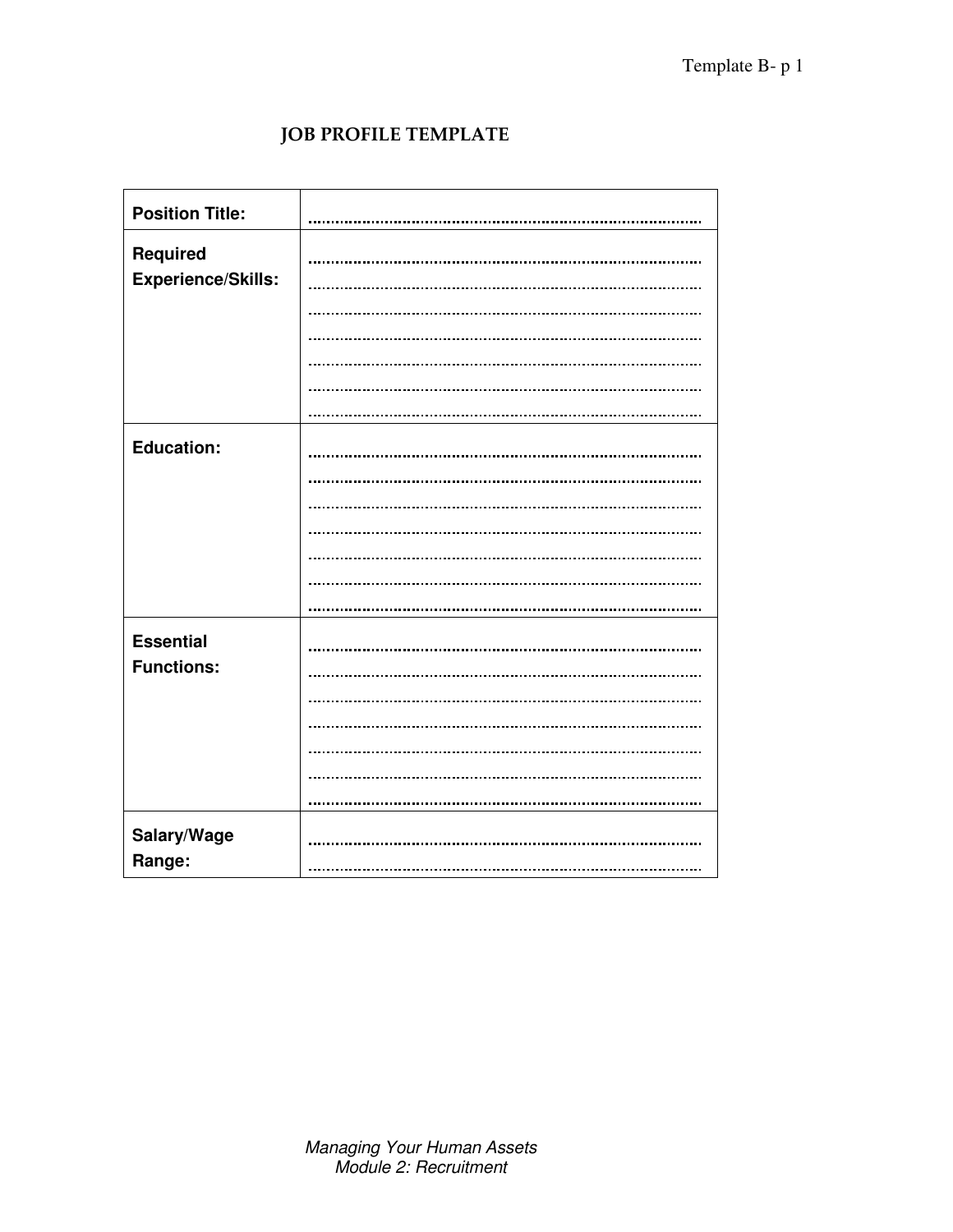# JOB PROFILE TEMPLATE

| | |
|---|---|
| **Position Title:** | ........................................................................................ |
| **Required Experience/Skills:** | ........................................................................................<br>........................................................................................<br>........................................................................................<br>........................................................................................<br>........................................................................................<br>........................................................................................<br>........................................................................................ |
| **Education:** | ........................................................................................<br>........................................................................................<br>........................................................................................<br>........................................................................................<br>........................................................................................<br>........................................................................................<br>........................................................................................ |
| **Essential Functions:** | ........................................................................................<br>........................................................................................<br>........................................................................................<br>........................................................................................<br>........................................................................................<br>........................................................................................<br>........................................................................................ |
| **Salary/Wage Range:** | ........................................................................................<br>........................................................................................ |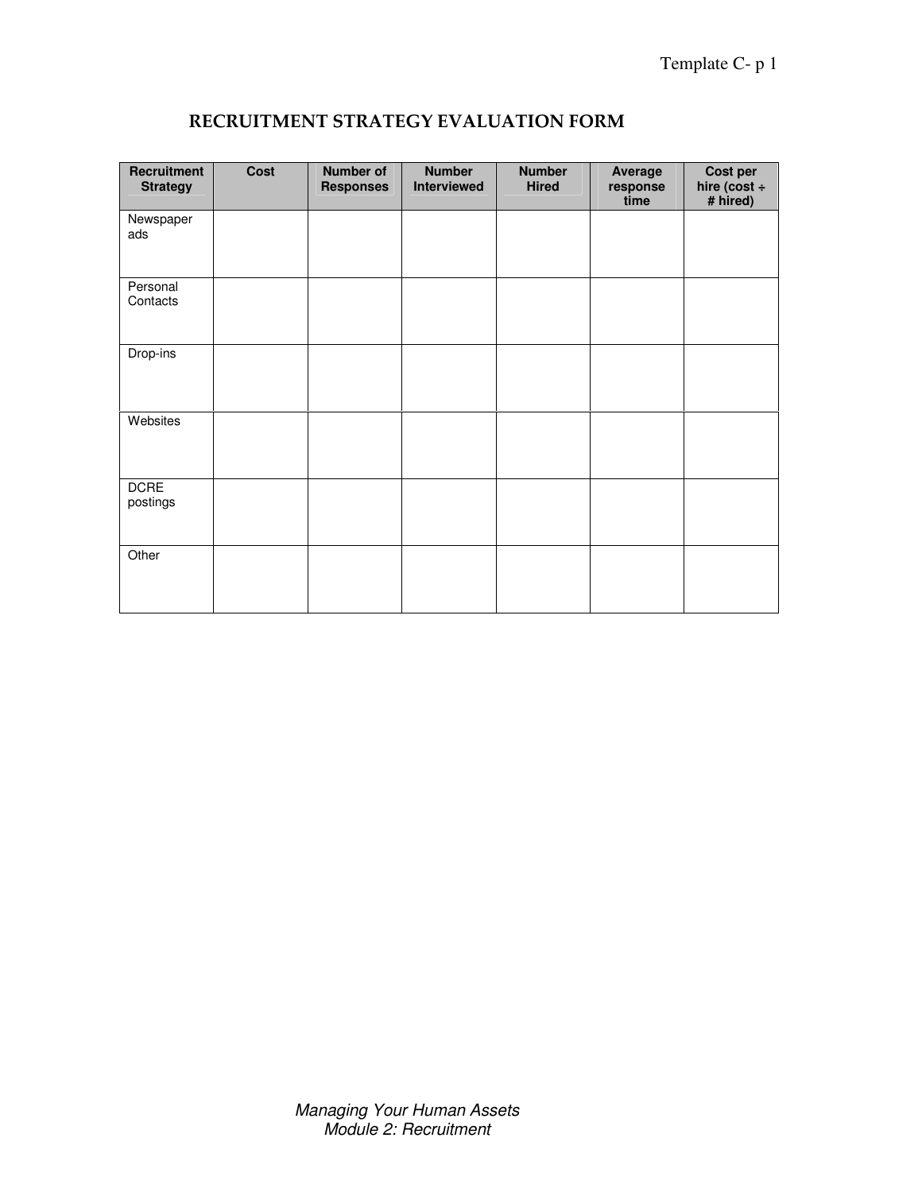# RECRUITMENT STRATEGY EVALUATION FORM

| Recruitment Strategy | Cost | Number of Responses | Number Interviewed | Number Hired | Average response time | Cost per hire (cost ÷ # hired) |
|---|---|---|---|---|---|---|
| Newspaper ads | | | | | | |
| Personal Contacts | | | | | | |
| Drop-ins | | | | | | |
| Websites | | | | | | |
| DCRE postings | | | | | | |
| Other | | | | | | |